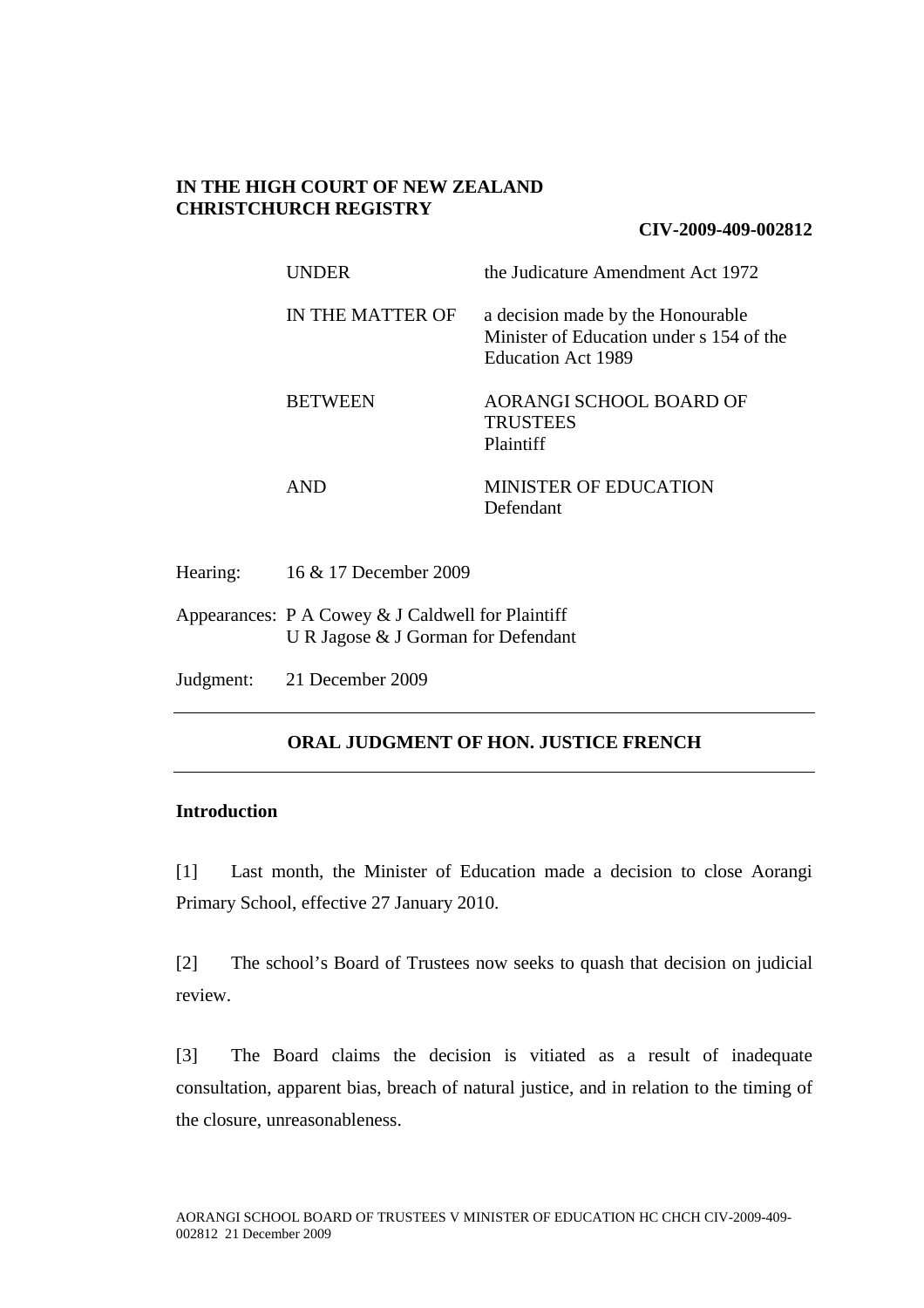**IN THE HIGH COURT OF NEW ZEALAND**
**CHRISTCHURCH REGISTRY**

**CIV-2009-409-002812**

| | |
|---|---|
| UNDER | the Judicature Amendment Act 1972 |
| IN THE MATTER OF | a decision made by the Honourable Minister of Education under s 154 of the Education Act 1989 |
| BETWEEN | AORANGI SCHOOL BOARD OF TRUSTEES<br>Plaintiff |
| AND | MINISTER OF EDUCATION<br>Defendant |

Hearing: 16 & 17 December 2009

Appearances: P A Cowey & J Caldwell for Plaintiff
U R Jagose & J Gorman for Defendant

Judgment: 21 December 2009

---

**ORAL JUDGMENT OF HON. JUSTICE FRENCH**

---

**Introduction**

[1] Last month, the Minister of Education made a decision to close Aorangi Primary School, effective 27 January 2010.

[2] The school's Board of Trustees now seeks to quash that decision on judicial review.

[3] The Board claims the decision is vitiated as a result of inadequate consultation, apparent bias, breach of natural justice, and in relation to the timing of the closure, unreasonableness.

AORANGI SCHOOL BOARD OF TRUSTEES V MINISTER OF EDUCATION HC CHCH CIV-2009-409-002812 21 December 2009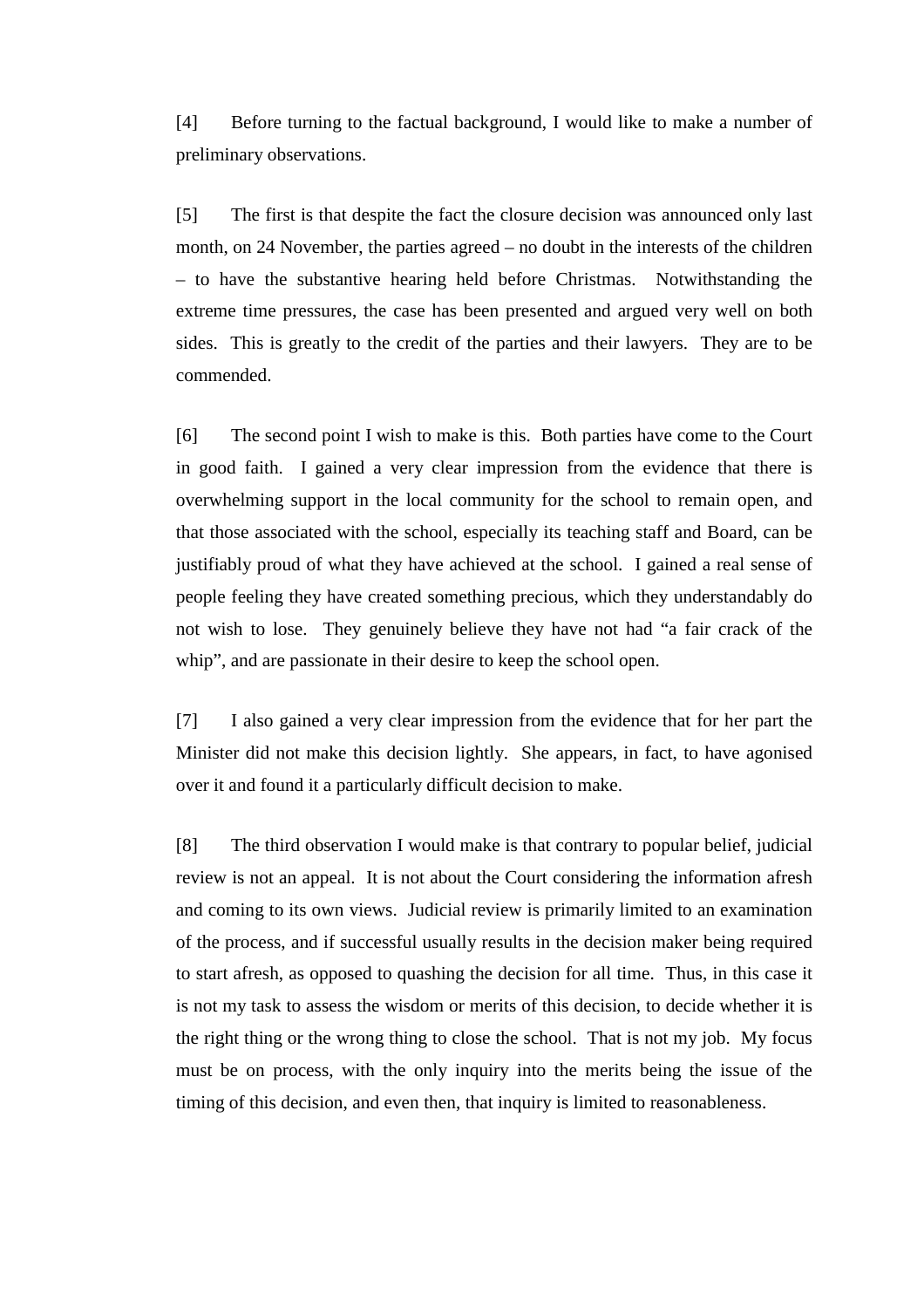[4] Before turning to the factual background, I would like to make a number of preliminary observations.

[5] The first is that despite the fact the closure decision was announced only last month, on 24 November, the parties agreed – no doubt in the interests of the children – to have the substantive hearing held before Christmas. Notwithstanding the extreme time pressures, the case has been presented and argued very well on both sides. This is greatly to the credit of the parties and their lawyers. They are to be commended.

[6] The second point I wish to make is this. Both parties have come to the Court in good faith. I gained a very clear impression from the evidence that there is overwhelming support in the local community for the school to remain open, and that those associated with the school, especially its teaching staff and Board, can be justifiably proud of what they have achieved at the school. I gained a real sense of people feeling they have created something precious, which they understandably do not wish to lose. They genuinely believe they have not had "a fair crack of the whip", and are passionate in their desire to keep the school open.

[7] I also gained a very clear impression from the evidence that for her part the Minister did not make this decision lightly. She appears, in fact, to have agonised over it and found it a particularly difficult decision to make.

[8] The third observation I would make is that contrary to popular belief, judicial review is not an appeal. It is not about the Court considering the information afresh and coming to its own views. Judicial review is primarily limited to an examination of the process, and if successful usually results in the decision maker being required to start afresh, as opposed to quashing the decision for all time. Thus, in this case it is not my task to assess the wisdom or merits of this decision, to decide whether it is the right thing or the wrong thing to close the school. That is not my job. My focus must be on process, with the only inquiry into the merits being the issue of the timing of this decision, and even then, that inquiry is limited to reasonableness.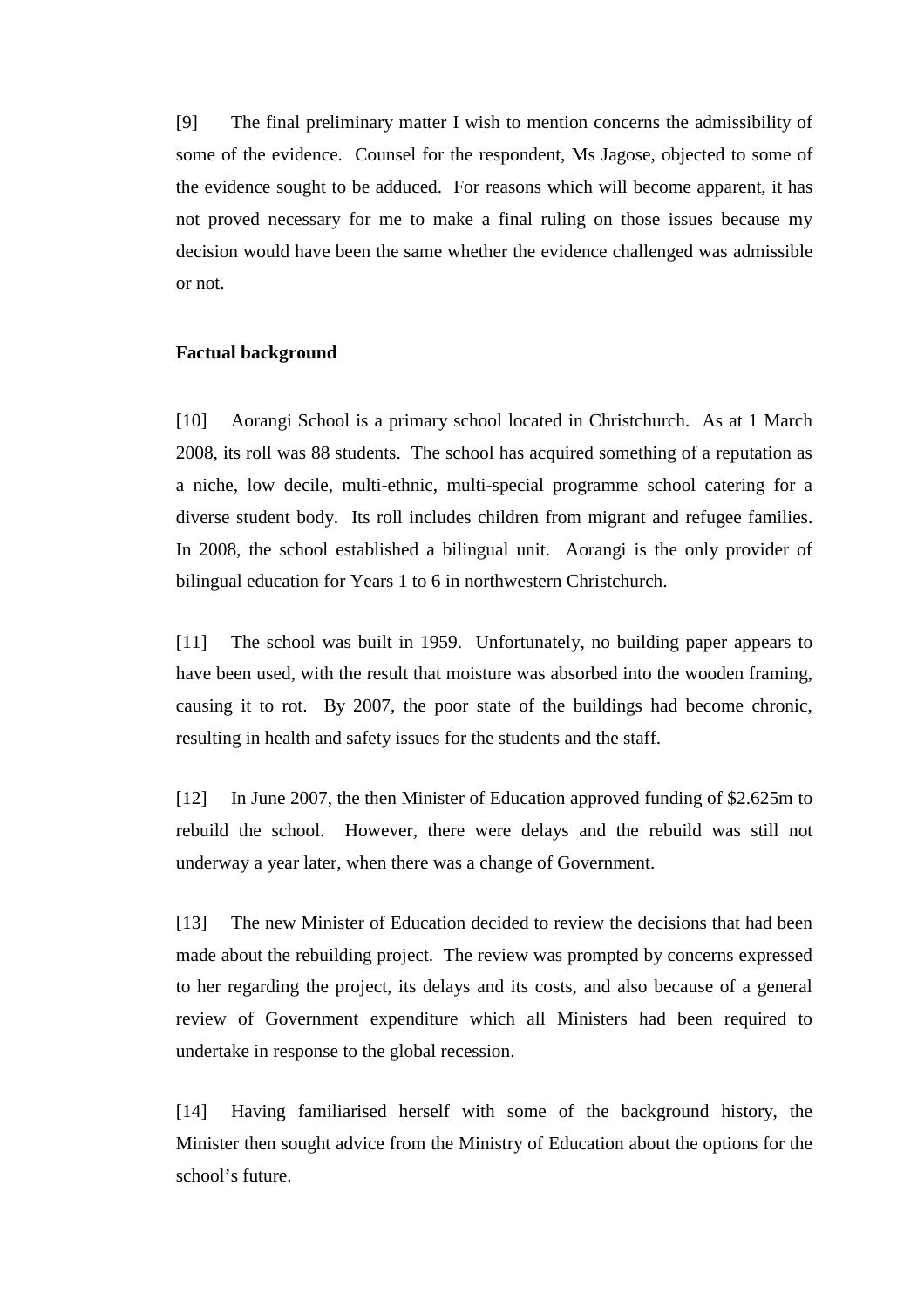[9] The final preliminary matter I wish to mention concerns the admissibility of some of the evidence. Counsel for the respondent, Ms Jagose, objected to some of the evidence sought to be adduced. For reasons which will become apparent, it has not proved necessary for me to make a final ruling on those issues because my decision would have been the same whether the evidence challenged was admissible or not.

**Factual background**

[10] Aorangi School is a primary school located in Christchurch. As at 1 March 2008, its roll was 88 students. The school has acquired something of a reputation as a niche, low decile, multi-ethnic, multi-special programme school catering for a diverse student body. Its roll includes children from migrant and refugee families. In 2008, the school established a bilingual unit. Aorangi is the only provider of bilingual education for Years 1 to 6 in northwestern Christchurch.

[11] The school was built in 1959. Unfortunately, no building paper appears to have been used, with the result that moisture was absorbed into the wooden framing, causing it to rot. By 2007, the poor state of the buildings had become chronic, resulting in health and safety issues for the students and the staff.

[12] In June 2007, the then Minister of Education approved funding of $2.625m to rebuild the school. However, there were delays and the rebuild was still not underway a year later, when there was a change of Government.

[13] The new Minister of Education decided to review the decisions that had been made about the rebuilding project. The review was prompted by concerns expressed to her regarding the project, its delays and its costs, and also because of a general review of Government expenditure which all Ministers had been required to undertake in response to the global recession.

[14] Having familiarised herself with some of the background history, the Minister then sought advice from the Ministry of Education about the options for the school's future.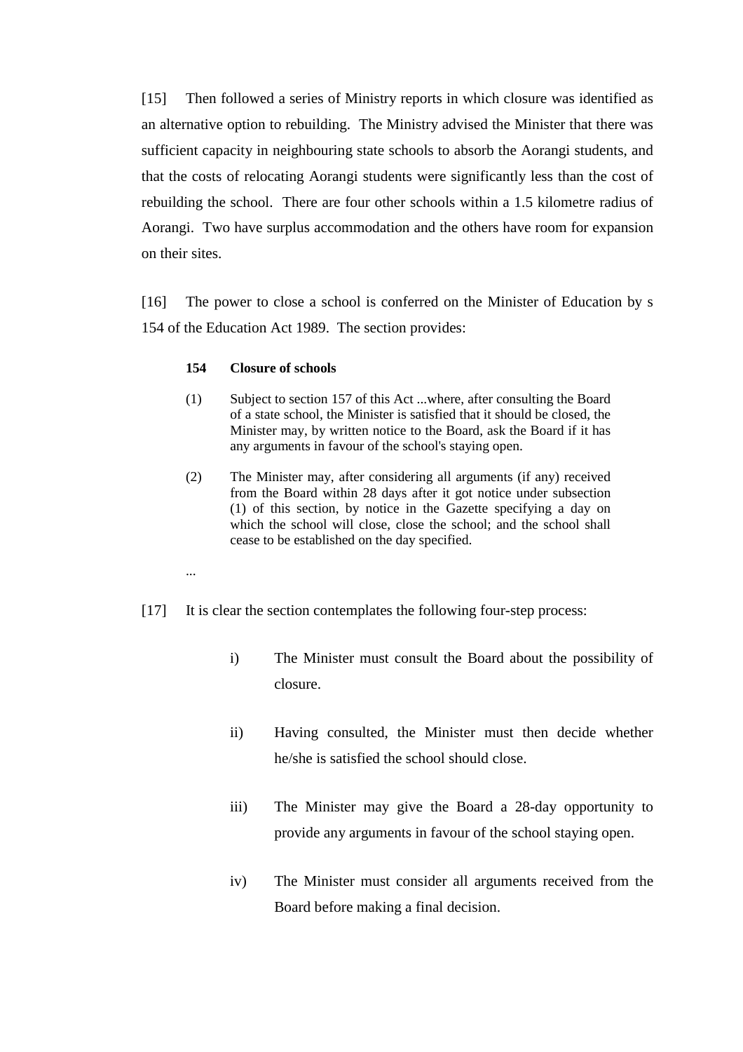[15] Then followed a series of Ministry reports in which closure was identified as an alternative option to rebuilding. The Ministry advised the Minister that there was sufficient capacity in neighbouring state schools to absorb the Aorangi students, and that the costs of relocating Aorangi students were significantly less than the cost of rebuilding the school. There are four other schools within a 1.5 kilometre radius of Aorangi. Two have surplus accommodation and the others have room for expansion on their sites.

[16] The power to close a school is conferred on the Minister of Education by s 154 of the Education Act 1989. The section provides:

> **154 Closure of schools**
>
> (1) Subject to section 157 of this Act ...where, after consulting the Board of a state school, the Minister is satisfied that it should be closed, the Minister may, by written notice to the Board, ask the Board if it has any arguments in favour of the school's staying open.
>
> (2) The Minister may, after considering all arguments (if any) received from the Board within 28 days after it got notice under subsection (1) of this section, by notice in the Gazette specifying a day on which the school will close, close the school; and the school shall cease to be established on the day specified.
>
> ...

[17] It is clear the section contemplates the following four-step process:

> i) The Minister must consult the Board about the possibility of closure.
>
> ii) Having consulted, the Minister must then decide whether he/she is satisfied the school should close.
>
> iii) The Minister may give the Board a 28-day opportunity to provide any arguments in favour of the school staying open.
>
> iv) The Minister must consider all arguments received from the Board before making a final decision.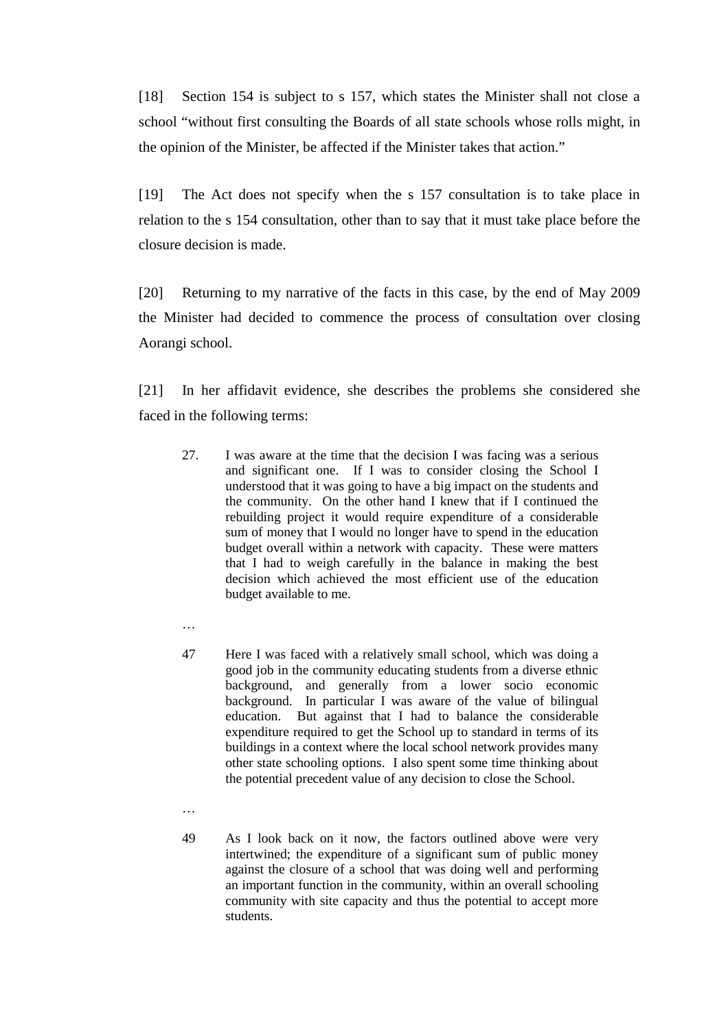[18] Section 154 is subject to s 157, which states the Minister shall not close a school "without first consulting the Boards of all state schools whose rolls might, in the opinion of the Minister, be affected if the Minister takes that action."

[19] The Act does not specify when the s 157 consultation is to take place in relation to the s 154 consultation, other than to say that it must take place before the closure decision is made.

[20] Returning to my narrative of the facts in this case, by the end of May 2009 the Minister had decided to commence the process of consultation over closing Aorangi school.

[21] In her affidavit evidence, she describes the problems she considered she faced in the following terms:

> 27. I was aware at the time that the decision I was facing was a serious and significant one. If I was to consider closing the School I understood that it was going to have a big impact on the students and the community. On the other hand I knew that if I continued the rebuilding project it would require expenditure of a considerable sum of money that I would no longer have to spend in the education budget overall within a network with capacity. These were matters that I had to weigh carefully in the balance in making the best decision which achieved the most efficient use of the education budget available to me.
>
> …
>
> 47 Here I was faced with a relatively small school, which was doing a good job in the community educating students from a diverse ethnic background, and generally from a lower socio economic background. In particular I was aware of the value of bilingual education. But against that I had to balance the considerable expenditure required to get the School up to standard in terms of its buildings in a context where the local school network provides many other state schooling options. I also spent some time thinking about the potential precedent value of any decision to close the School.
>
> …
>
> 49 As I look back on it now, the factors outlined above were very intertwined; the expenditure of a significant sum of public money against the closure of a school that was doing well and performing an important function in the community, within an overall schooling community with site capacity and thus the potential to accept more students.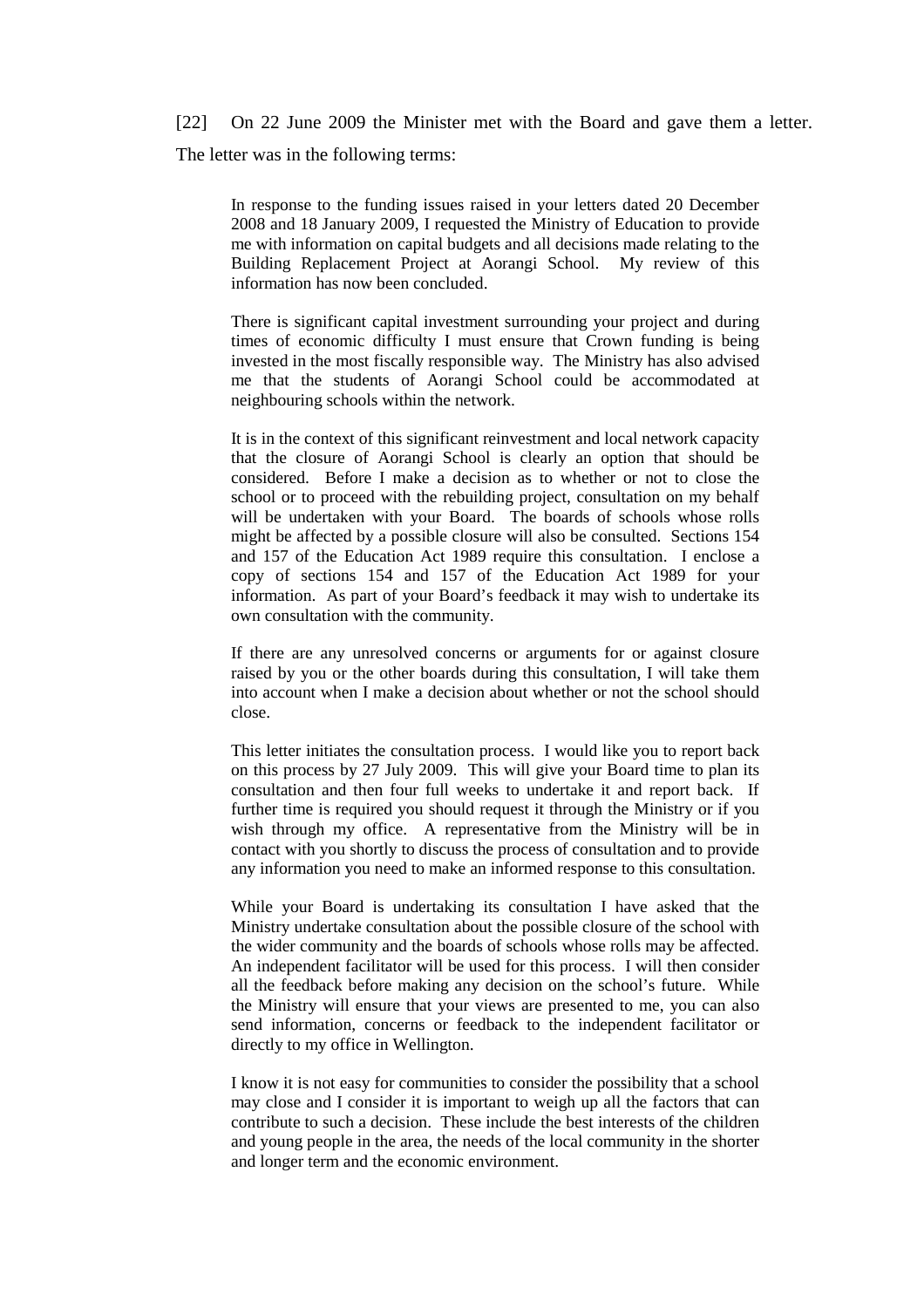[22] On 22 June 2009 the Minister met with the Board and gave them a letter. The letter was in the following terms:

> In response to the funding issues raised in your letters dated 20 December 2008 and 18 January 2009, I requested the Ministry of Education to provide me with information on capital budgets and all decisions made relating to the Building Replacement Project at Aorangi School. My review of this information has now been concluded.
>
> There is significant capital investment surrounding your project and during times of economic difficulty I must ensure that Crown funding is being invested in the most fiscally responsible way. The Ministry has also advised me that the students of Aorangi School could be accommodated at neighbouring schools within the network.
>
> It is in the context of this significant reinvestment and local network capacity that the closure of Aorangi School is clearly an option that should be considered. Before I make a decision as to whether or not to close the school or to proceed with the rebuilding project, consultation on my behalf will be undertaken with your Board. The boards of schools whose rolls might be affected by a possible closure will also be consulted. Sections 154 and 157 of the Education Act 1989 require this consultation. I enclose a copy of sections 154 and 157 of the Education Act 1989 for your information. As part of your Board's feedback it may wish to undertake its own consultation with the community.
>
> If there are any unresolved concerns or arguments for or against closure raised by you or the other boards during this consultation, I will take them into account when I make a decision about whether or not the school should close.
>
> This letter initiates the consultation process. I would like you to report back on this process by 27 July 2009. This will give your Board time to plan its consultation and then four full weeks to undertake it and report back. If further time is required you should request it through the Ministry or if you wish through my office. A representative from the Ministry will be in contact with you shortly to discuss the process of consultation and to provide any information you need to make an informed response to this consultation.
>
> While your Board is undertaking its consultation I have asked that the Ministry undertake consultation about the possible closure of the school with the wider community and the boards of schools whose rolls may be affected. An independent facilitator will be used for this process. I will then consider all the feedback before making any decision on the school's future. While the Ministry will ensure that your views are presented to me, you can also send information, concerns or feedback to the independent facilitator or directly to my office in Wellington.
>
> I know it is not easy for communities to consider the possibility that a school may close and I consider it is important to weigh up all the factors that can contribute to such a decision. These include the best interests of the children and young people in the area, the needs of the local community in the shorter and longer term and the economic environment.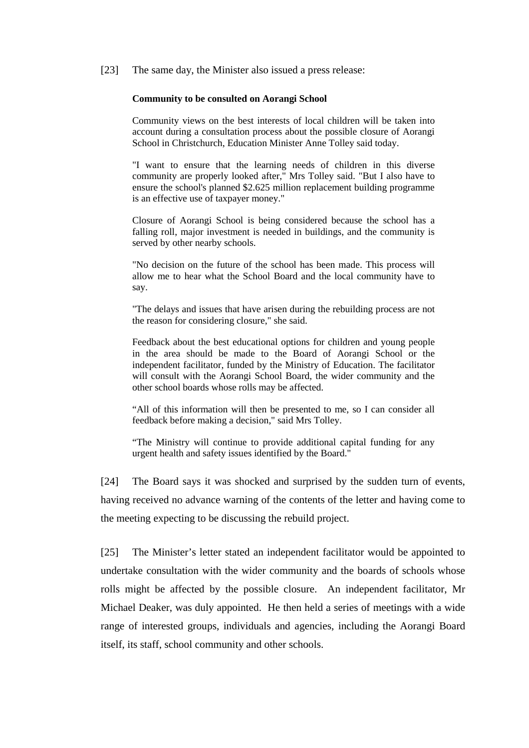[23] The same day, the Minister also issued a press release:

> **Community to be consulted on Aorangi School**
>
> Community views on the best interests of local children will be taken into account during a consultation process about the possible closure of Aorangi School in Christchurch, Education Minister Anne Tolley said today.
>
> "I want to ensure that the learning needs of children in this diverse community are properly looked after," Mrs Tolley said. "But I also have to ensure the school's planned $2.625 million replacement building programme is an effective use of taxpayer money."
>
> Closure of Aorangi School is being considered because the school has a falling roll, major investment is needed in buildings, and the community is served by other nearby schools.
>
> "No decision on the future of the school has been made. This process will allow me to hear what the School Board and the local community have to say.
>
> "The delays and issues that have arisen during the rebuilding process are not the reason for considering closure," she said.
>
> Feedback about the best educational options for children and young people in the area should be made to the Board of Aorangi School or the independent facilitator, funded by the Ministry of Education. The facilitator will consult with the Aorangi School Board, the wider community and the other school boards whose rolls may be affected.
>
> "All of this information will then be presented to me, so I can consider all feedback before making a decision," said Mrs Tolley.
>
> "The Ministry will continue to provide additional capital funding for any urgent health and safety issues identified by the Board."

[24] The Board says it was shocked and surprised by the sudden turn of events, having received no advance warning of the contents of the letter and having come to the meeting expecting to be discussing the rebuild project.

[25] The Minister's letter stated an independent facilitator would be appointed to undertake consultation with the wider community and the boards of schools whose rolls might be affected by the possible closure. An independent facilitator, Mr Michael Deaker, was duly appointed. He then held a series of meetings with a wide range of interested groups, individuals and agencies, including the Aorangi Board itself, its staff, school community and other schools.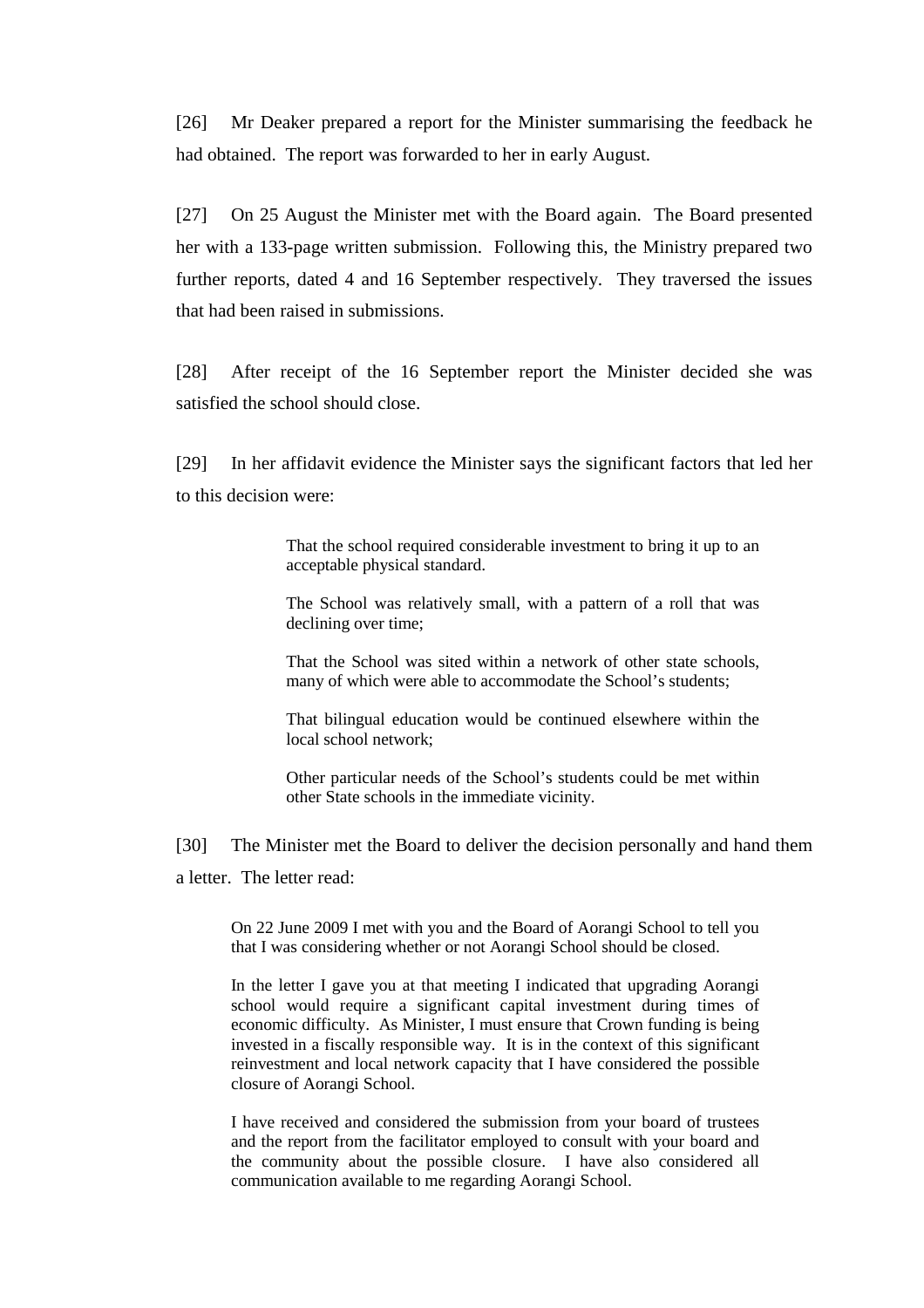[26] Mr Deaker prepared a report for the Minister summarising the feedback he had obtained. The report was forwarded to her in early August.

[27] On 25 August the Minister met with the Board again. The Board presented her with a 133-page written submission. Following this, the Ministry prepared two further reports, dated 4 and 16 September respectively. They traversed the issues that had been raised in submissions.

[28] After receipt of the 16 September report the Minister decided she was satisfied the school should close.

[29] In her affidavit evidence the Minister says the significant factors that led her to this decision were:

> That the school required considerable investment to bring it up to an acceptable physical standard.
>
> The School was relatively small, with a pattern of a roll that was declining over time;
>
> That the School was sited within a network of other state schools, many of which were able to accommodate the School's students;
>
> That bilingual education would be continued elsewhere within the local school network;
>
> Other particular needs of the School's students could be met within other State schools in the immediate vicinity.

[30] The Minister met the Board to deliver the decision personally and hand them a letter. The letter read:

> On 22 June 2009 I met with you and the Board of Aorangi School to tell you that I was considering whether or not Aorangi School should be closed.
>
> In the letter I gave you at that meeting I indicated that upgrading Aorangi school would require a significant capital investment during times of economic difficulty. As Minister, I must ensure that Crown funding is being invested in a fiscally responsible way. It is in the context of this significant reinvestment and local network capacity that I have considered the possible closure of Aorangi School.
>
> I have received and considered the submission from your board of trustees and the report from the facilitator employed to consult with your board and the community about the possible closure. I have also considered all communication available to me regarding Aorangi School.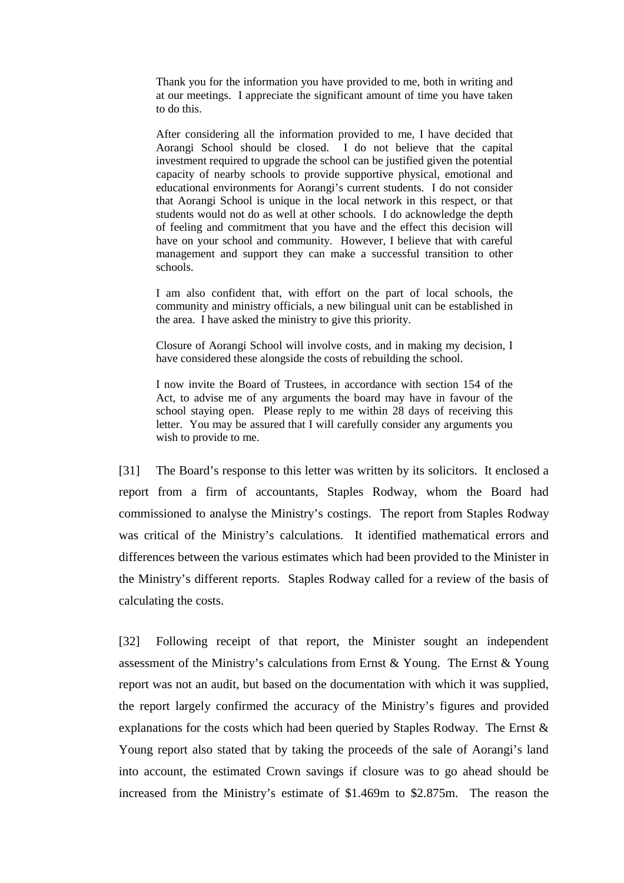> Thank you for the information you have provided to me, both in writing and at our meetings. I appreciate the significant amount of time you have taken to do this.
>
> After considering all the information provided to me, I have decided that Aorangi School should be closed. I do not believe that the capital investment required to upgrade the school can be justified given the potential capacity of nearby schools to provide supportive physical, emotional and educational environments for Aorangi's current students. I do not consider that Aorangi School is unique in the local network in this respect, or that students would not do as well at other schools. I do acknowledge the depth of feeling and commitment that you have and the effect this decision will have on your school and community. However, I believe that with careful management and support they can make a successful transition to other schools.
>
> I am also confident that, with effort on the part of local schools, the community and ministry officials, a new bilingual unit can be established in the area. I have asked the ministry to give this priority.
>
> Closure of Aorangi School will involve costs, and in making my decision, I have considered these alongside the costs of rebuilding the school.
>
> I now invite the Board of Trustees, in accordance with section 154 of the Act, to advise me of any arguments the board may have in favour of the school staying open. Please reply to me within 28 days of receiving this letter. You may be assured that I will carefully consider any arguments you wish to provide to me.

[31] The Board's response to this letter was written by its solicitors. It enclosed a report from a firm of accountants, Staples Rodway, whom the Board had commissioned to analyse the Ministry's costings. The report from Staples Rodway was critical of the Ministry's calculations. It identified mathematical errors and differences between the various estimates which had been provided to the Minister in the Ministry's different reports. Staples Rodway called for a review of the basis of calculating the costs.

[32] Following receipt of that report, the Minister sought an independent assessment of the Ministry's calculations from Ernst & Young. The Ernst & Young report was not an audit, but based on the documentation with which it was supplied, the report largely confirmed the accuracy of the Ministry's figures and provided explanations for the costs which had been queried by Staples Rodway. The Ernst & Young report also stated that by taking the proceeds of the sale of Aorangi's land into account, the estimated Crown savings if closure was to go ahead should be increased from the Ministry's estimate of $1.469m to $2.875m. The reason the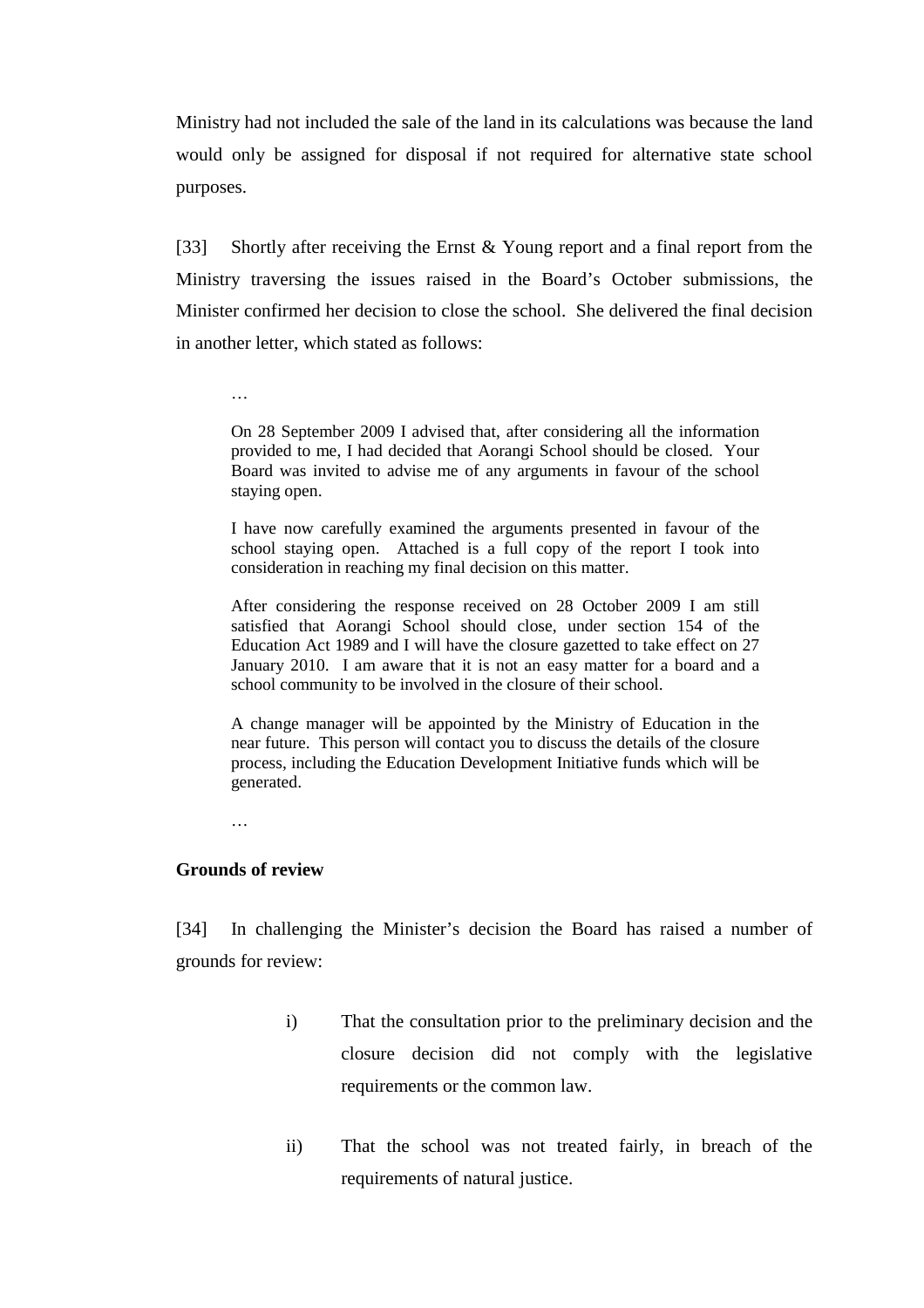Ministry had not included the sale of the land in its calculations was because the land would only be assigned for disposal if not required for alternative state school purposes.

[33] Shortly after receiving the Ernst & Young report and a final report from the Ministry traversing the issues raised in the Board's October submissions, the Minister confirmed her decision to close the school. She delivered the final decision in another letter, which stated as follows:

> …
>
> On 28 September 2009 I advised that, after considering all the information provided to me, I had decided that Aorangi School should be closed. Your Board was invited to advise me of any arguments in favour of the school staying open.
>
> I have now carefully examined the arguments presented in favour of the school staying open. Attached is a full copy of the report I took into consideration in reaching my final decision on this matter.
>
> After considering the response received on 28 October 2009 I am still satisfied that Aorangi School should close, under section 154 of the Education Act 1989 and I will have the closure gazetted to take effect on 27 January 2010. I am aware that it is not an easy matter for a board and a school community to be involved in the closure of their school.
>
> A change manager will be appointed by the Ministry of Education in the near future. This person will contact you to discuss the details of the closure process, including the Education Development Initiative funds which will be generated.
>
> …

**Grounds of review**

[34] In challenging the Minister's decision the Board has raised a number of grounds for review:

i) That the consultation prior to the preliminary decision and the closure decision did not comply with the legislative requirements or the common law.

ii) That the school was not treated fairly, in breach of the requirements of natural justice.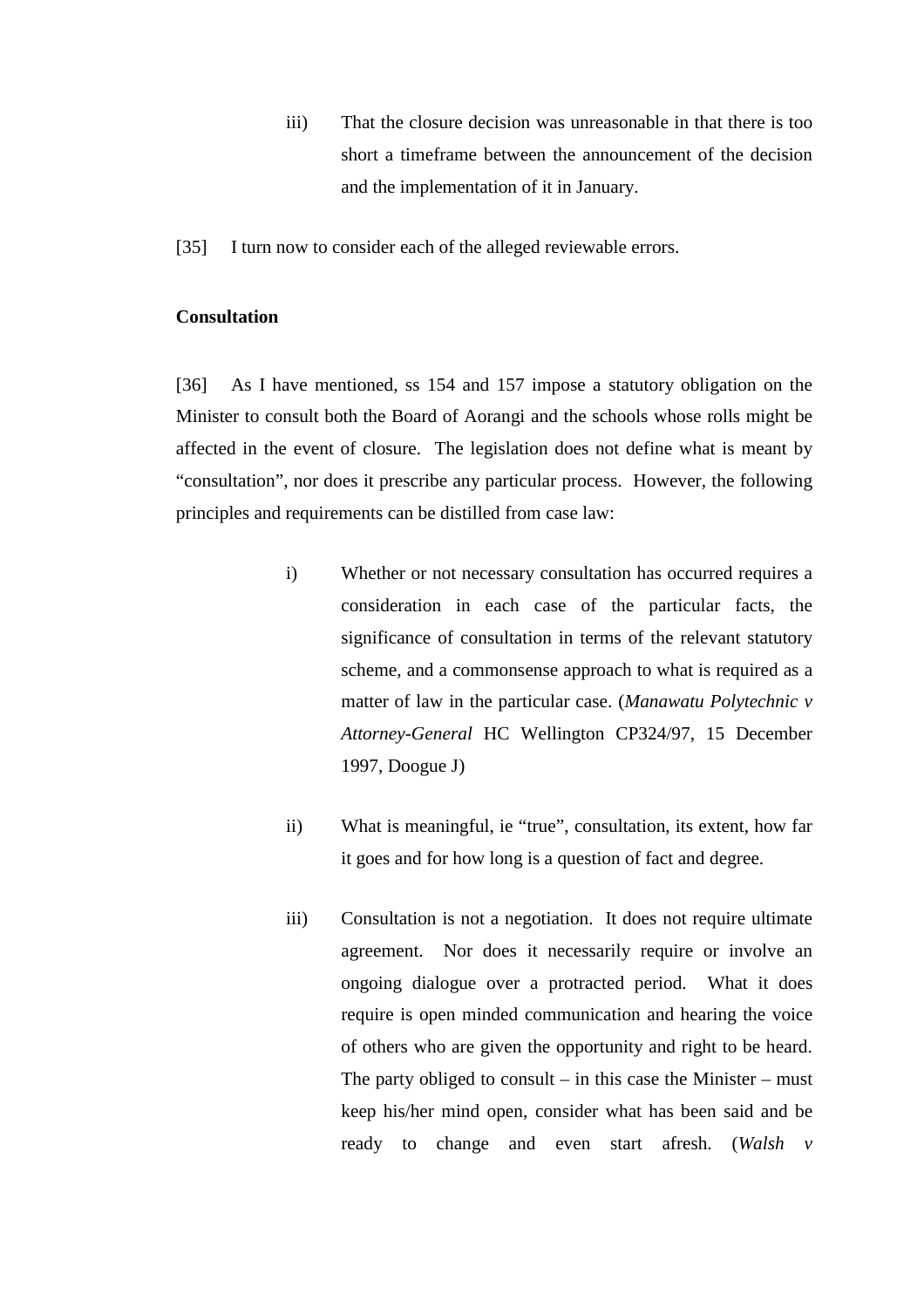iii) That the closure decision was unreasonable in that there is too short a timeframe between the announcement of the decision and the implementation of it in January.

[35] I turn now to consider each of the alleged reviewable errors.

**Consultation**

[36] As I have mentioned, ss 154 and 157 impose a statutory obligation on the Minister to consult both the Board of Aorangi and the schools whose rolls might be affected in the event of closure. The legislation does not define what is meant by "consultation", nor does it prescribe any particular process. However, the following principles and requirements can be distilled from case law:

i) Whether or not necessary consultation has occurred requires a consideration in each case of the particular facts, the significance of consultation in terms of the relevant statutory scheme, and a commonsense approach to what is required as a matter of law in the particular case. (*Manawatu Polytechnic v Attorney-General* HC Wellington CP324/97, 15 December 1997, Doogue J)

ii) What is meaningful, ie "true", consultation, its extent, how far it goes and for how long is a question of fact and degree.

iii) Consultation is not a negotiation. It does not require ultimate agreement. Nor does it necessarily require or involve an ongoing dialogue over a protracted period. What it does require is open minded communication and hearing the voice of others who are given the opportunity and right to be heard. The party obliged to consult – in this case the Minister – must keep his/her mind open, consider what has been said and be ready to change and even start afresh. (*Walsh v*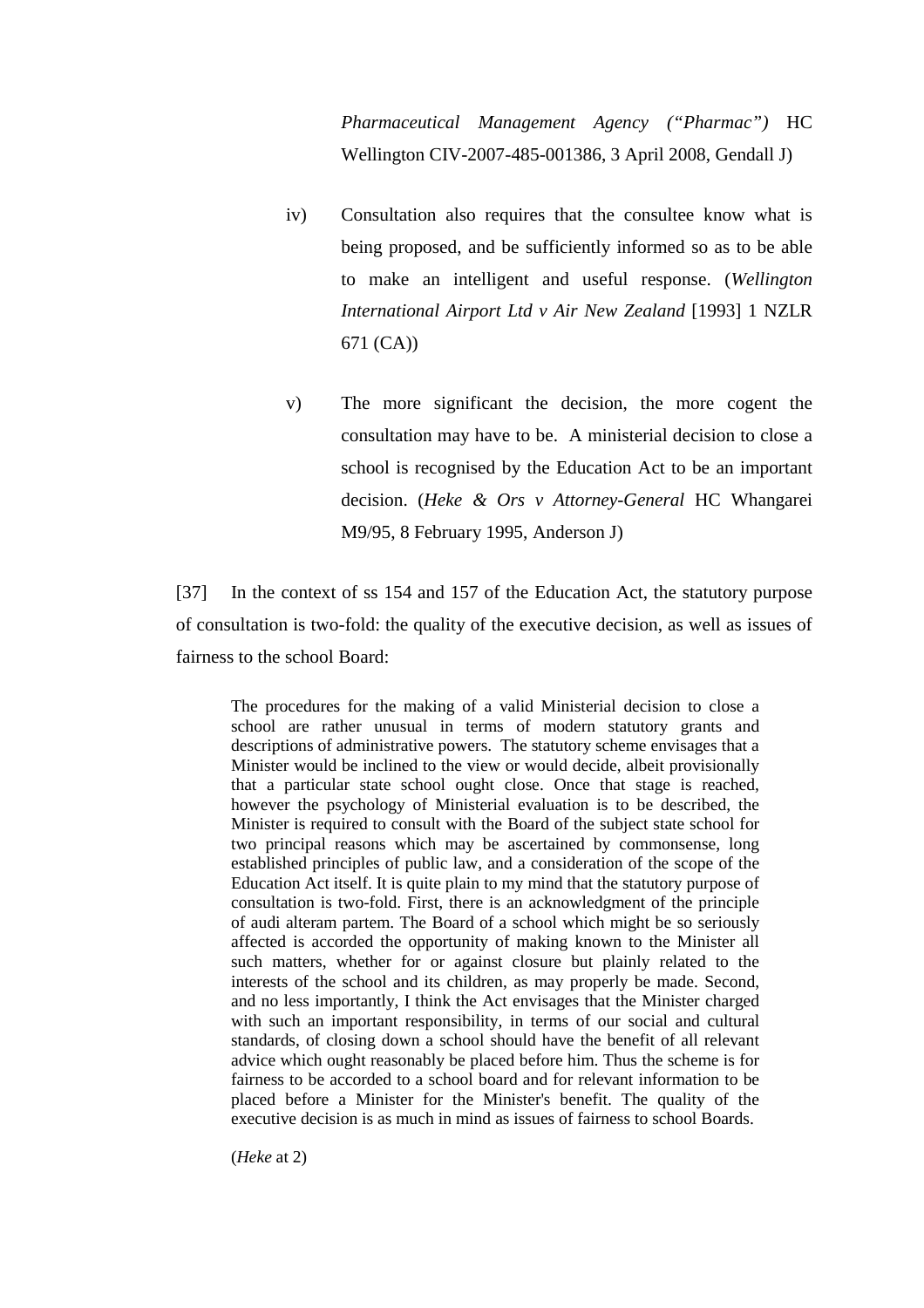*Pharmaceutical Management Agency ("Pharmac")* HC Wellington CIV-2007-485-001386, 3 April 2008, Gendall J)

iv) Consultation also requires that the consultee know what is being proposed, and be sufficiently informed so as to be able to make an intelligent and useful response. (*Wellington International Airport Ltd v Air New Zealand* [1993] 1 NZLR 671 (CA))

v) The more significant the decision, the more cogent the consultation may have to be. A ministerial decision to close a school is recognised by the Education Act to be an important decision. (*Heke & Ors v Attorney-General* HC Whangarei M9/95, 8 February 1995, Anderson J)

[37] In the context of ss 154 and 157 of the Education Act, the statutory purpose of consultation is two-fold: the quality of the executive decision, as well as issues of fairness to the school Board:

> The procedures for the making of a valid Ministerial decision to close a school are rather unusual in terms of modern statutory grants and descriptions of administrative powers. The statutory scheme envisages that a Minister would be inclined to the view or would decide, albeit provisionally that a particular state school ought close. Once that stage is reached, however the psychology of Ministerial evaluation is to be described, the Minister is required to consult with the Board of the subject state school for two principal reasons which may be ascertained by commonsense, long established principles of public law, and a consideration of the scope of the Education Act itself. It is quite plain to my mind that the statutory purpose of consultation is two-fold. First, there is an acknowledgment of the principle of audi alteram partem. The Board of a school which might be so seriously affected is accorded the opportunity of making known to the Minister all such matters, whether for or against closure but plainly related to the interests of the school and its children, as may properly be made. Second, and no less importantly, I think the Act envisages that the Minister charged with such an important responsibility, in terms of our social and cultural standards, of closing down a school should have the benefit of all relevant advice which ought reasonably be placed before him. Thus the scheme is for fairness to be accorded to a school board and for relevant information to be placed before a Minister for the Minister's benefit. The quality of the executive decision is as much in mind as issues of fairness to school Boards.
>
> (*Heke* at 2)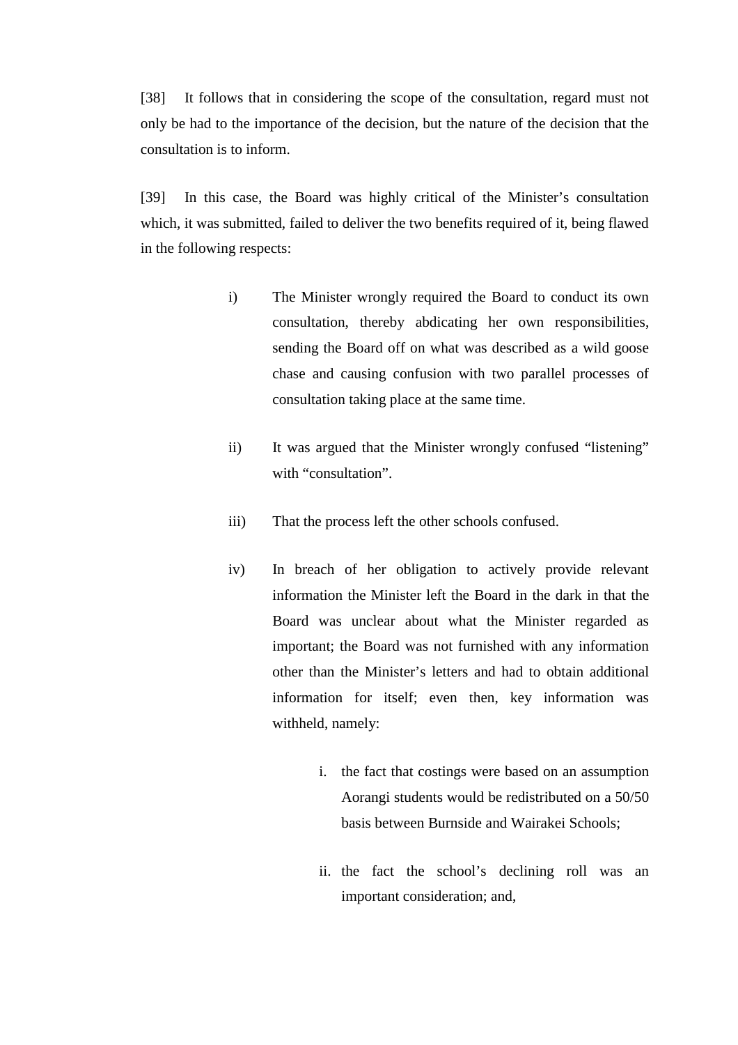[38] It follows that in considering the scope of the consultation, regard must not only be had to the importance of the decision, but the nature of the decision that the consultation is to inform.

[39] In this case, the Board was highly critical of the Minister's consultation which, it was submitted, failed to deliver the two benefits required of it, being flawed in the following respects:

i) The Minister wrongly required the Board to conduct its own consultation, thereby abdicating her own responsibilities, sending the Board off on what was described as a wild goose chase and causing confusion with two parallel processes of consultation taking place at the same time.

ii) It was argued that the Minister wrongly confused "listening" with "consultation".

iii) That the process left the other schools confused.

iv) In breach of her obligation to actively provide relevant information the Minister left the Board in the dark in that the Board was unclear about what the Minister regarded as important; the Board was not furnished with any information other than the Minister's letters and had to obtain additional information for itself; even then, key information was withheld, namely:

   i. the fact that costings were based on an assumption Aorangi students would be redistributed on a 50/50 basis between Burnside and Wairakei Schools;

   ii. the fact the school's declining roll was an important consideration; and,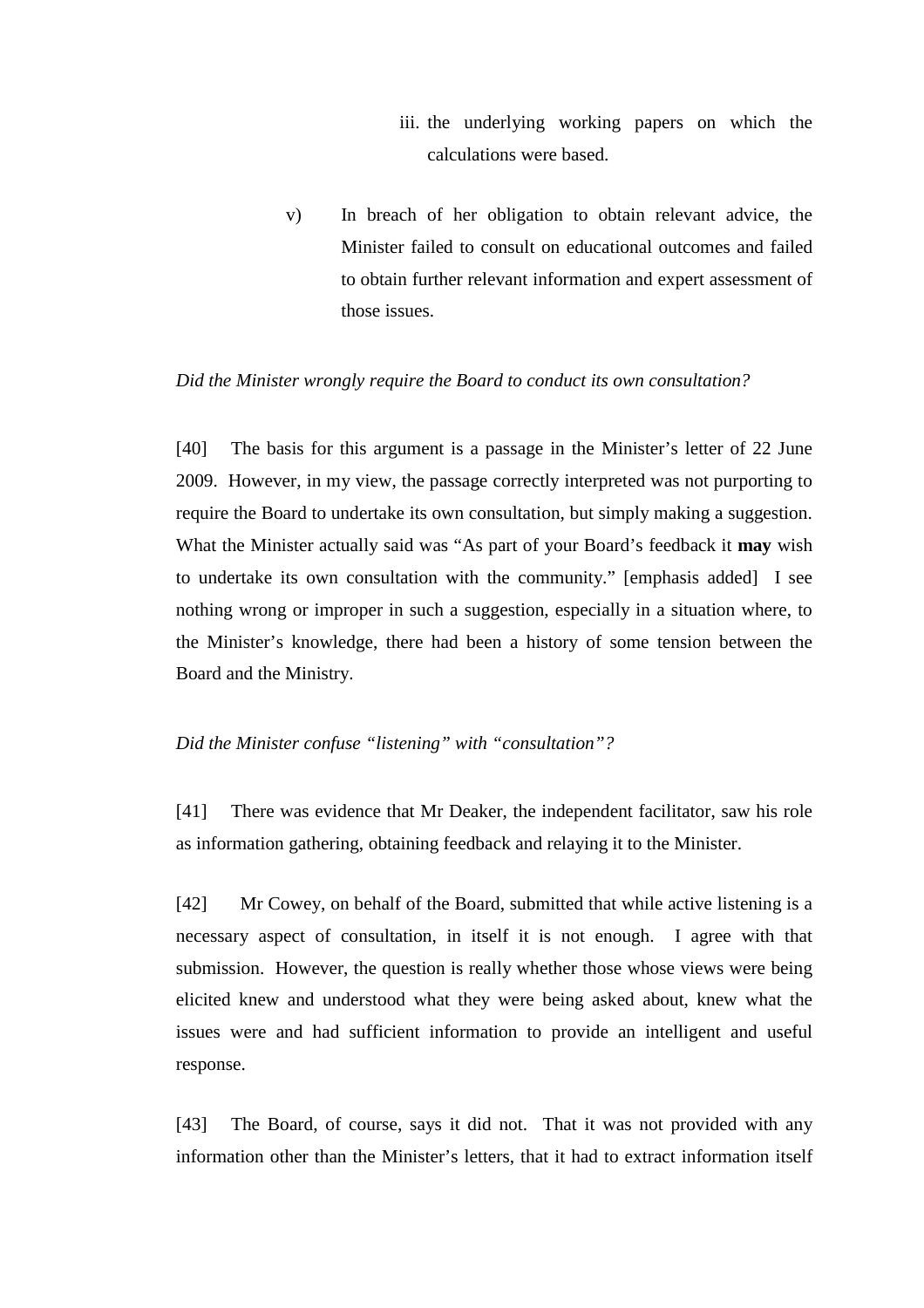iii. the underlying working papers on which the calculations were based.

v) In breach of her obligation to obtain relevant advice, the Minister failed to consult on educational outcomes and failed to obtain further relevant information and expert assessment of those issues.

*Did the Minister wrongly require the Board to conduct its own consultation?*

[40] The basis for this argument is a passage in the Minister's letter of 22 June 2009. However, in my view, the passage correctly interpreted was not purporting to require the Board to undertake its own consultation, but simply making a suggestion. What the Minister actually said was "As part of your Board's feedback it **may** wish to undertake its own consultation with the community." [emphasis added] I see nothing wrong or improper in such a suggestion, especially in a situation where, to the Minister's knowledge, there had been a history of some tension between the Board and the Ministry.

*Did the Minister confuse "listening" with "consultation"?*

[41] There was evidence that Mr Deaker, the independent facilitator, saw his role as information gathering, obtaining feedback and relaying it to the Minister.

[42] Mr Cowey, on behalf of the Board, submitted that while active listening is a necessary aspect of consultation, in itself it is not enough. I agree with that submission. However, the question is really whether those whose views were being elicited knew and understood what they were being asked about, knew what the issues were and had sufficient information to provide an intelligent and useful response.

[43] The Board, of course, says it did not. That it was not provided with any information other than the Minister's letters, that it had to extract information itself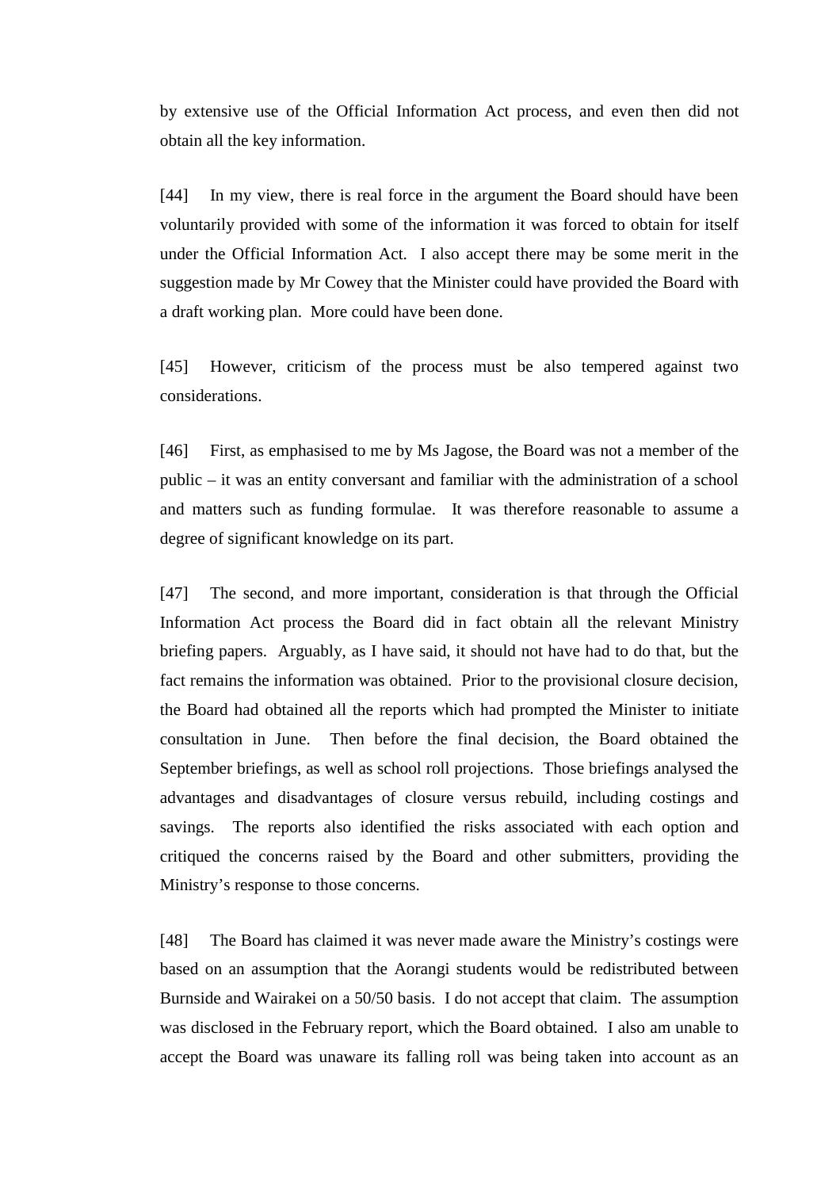by extensive use of the Official Information Act process, and even then did not obtain all the key information.

[44] In my view, there is real force in the argument the Board should have been voluntarily provided with some of the information it was forced to obtain for itself under the Official Information Act. I also accept there may be some merit in the suggestion made by Mr Cowey that the Minister could have provided the Board with a draft working plan. More could have been done.

[45] However, criticism of the process must be also tempered against two considerations.

[46] First, as emphasised to me by Ms Jagose, the Board was not a member of the public – it was an entity conversant and familiar with the administration of a school and matters such as funding formulae. It was therefore reasonable to assume a degree of significant knowledge on its part.

[47] The second, and more important, consideration is that through the Official Information Act process the Board did in fact obtain all the relevant Ministry briefing papers. Arguably, as I have said, it should not have had to do that, but the fact remains the information was obtained. Prior to the provisional closure decision, the Board had obtained all the reports which had prompted the Minister to initiate consultation in June. Then before the final decision, the Board obtained the September briefings, as well as school roll projections. Those briefings analysed the advantages and disadvantages of closure versus rebuild, including costings and savings. The reports also identified the risks associated with each option and critiqued the concerns raised by the Board and other submitters, providing the Ministry's response to those concerns.

[48] The Board has claimed it was never made aware the Ministry's costings were based on an assumption that the Aorangi students would be redistributed between Burnside and Wairakei on a 50/50 basis. I do not accept that claim. The assumption was disclosed in the February report, which the Board obtained. I also am unable to accept the Board was unaware its falling roll was being taken into account as an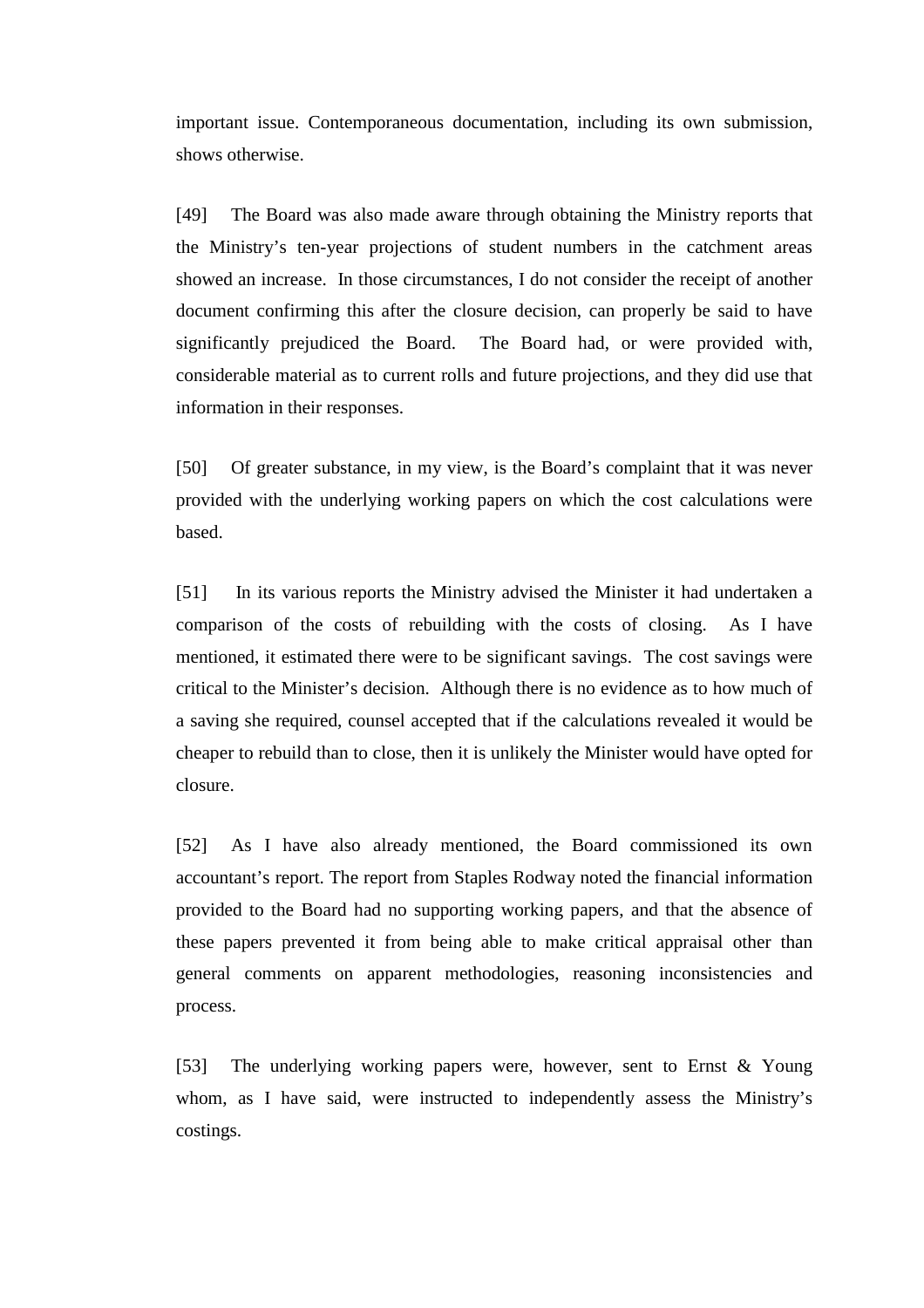important issue. Contemporaneous documentation, including its own submission, shows otherwise.

[49] The Board was also made aware through obtaining the Ministry reports that the Ministry's ten-year projections of student numbers in the catchment areas showed an increase. In those circumstances, I do not consider the receipt of another document confirming this after the closure decision, can properly be said to have significantly prejudiced the Board. The Board had, or were provided with, considerable material as to current rolls and future projections, and they did use that information in their responses.

[50] Of greater substance, in my view, is the Board's complaint that it was never provided with the underlying working papers on which the cost calculations were based.

[51] In its various reports the Ministry advised the Minister it had undertaken a comparison of the costs of rebuilding with the costs of closing. As I have mentioned, it estimated there were to be significant savings. The cost savings were critical to the Minister's decision. Although there is no evidence as to how much of a saving she required, counsel accepted that if the calculations revealed it would be cheaper to rebuild than to close, then it is unlikely the Minister would have opted for closure.

[52] As I have also already mentioned, the Board commissioned its own accountant's report. The report from Staples Rodway noted the financial information provided to the Board had no supporting working papers, and that the absence of these papers prevented it from being able to make critical appraisal other than general comments on apparent methodologies, reasoning inconsistencies and process.

[53] The underlying working papers were, however, sent to Ernst & Young whom, as I have said, were instructed to independently assess the Ministry's costings.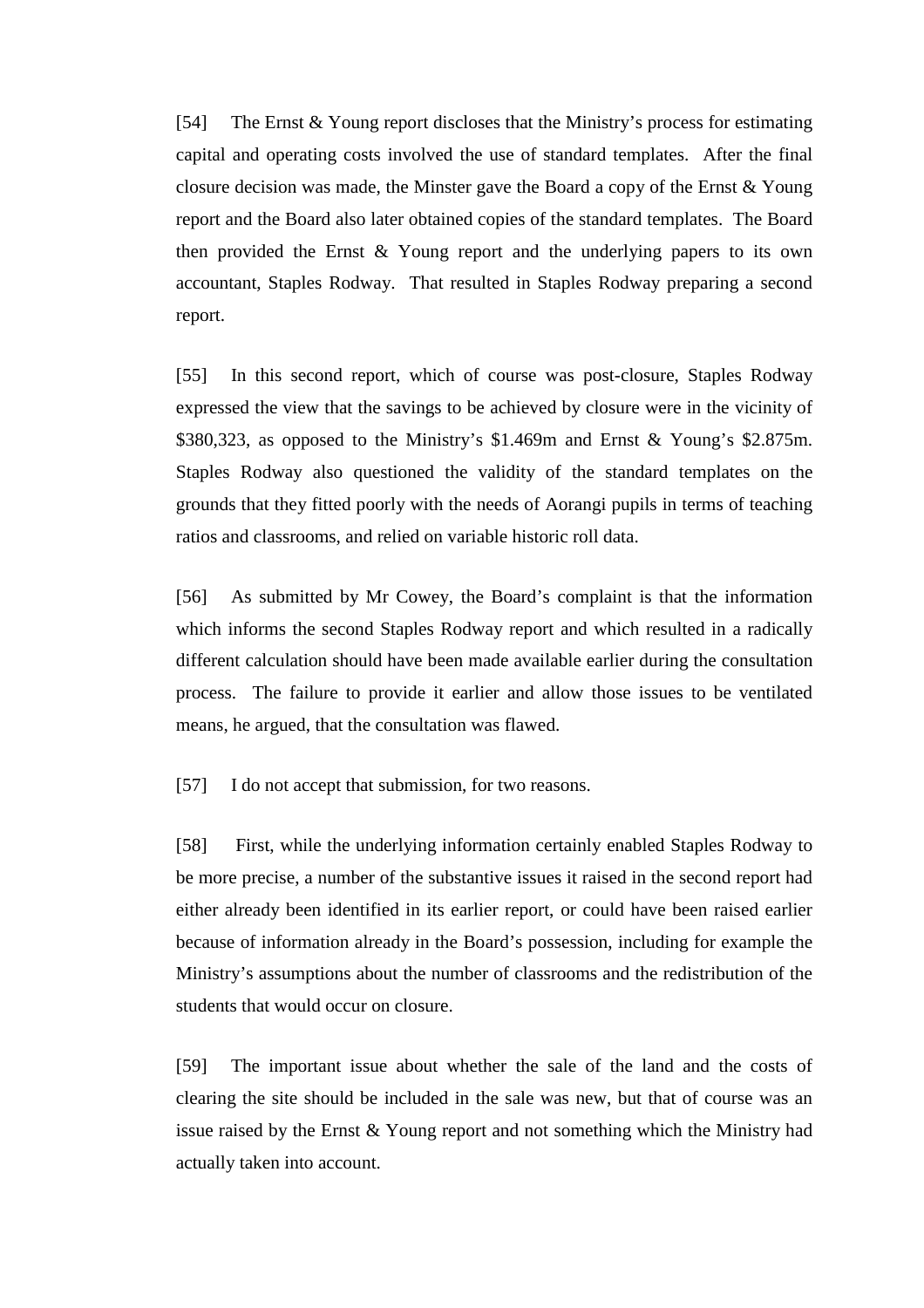[54] The Ernst & Young report discloses that the Ministry's process for estimating capital and operating costs involved the use of standard templates. After the final closure decision was made, the Minster gave the Board a copy of the Ernst & Young report and the Board also later obtained copies of the standard templates. The Board then provided the Ernst & Young report and the underlying papers to its own accountant, Staples Rodway. That resulted in Staples Rodway preparing a second report.

[55] In this second report, which of course was post-closure, Staples Rodway expressed the view that the savings to be achieved by closure were in the vicinity of $380,323, as opposed to the Ministry's $1.469m and Ernst & Young's $2.875m. Staples Rodway also questioned the validity of the standard templates on the grounds that they fitted poorly with the needs of Aorangi pupils in terms of teaching ratios and classrooms, and relied on variable historic roll data.

[56] As submitted by Mr Cowey, the Board's complaint is that the information which informs the second Staples Rodway report and which resulted in a radically different calculation should have been made available earlier during the consultation process. The failure to provide it earlier and allow those issues to be ventilated means, he argued, that the consultation was flawed.

[57] I do not accept that submission, for two reasons.

[58] First, while the underlying information certainly enabled Staples Rodway to be more precise, a number of the substantive issues it raised in the second report had either already been identified in its earlier report, or could have been raised earlier because of information already in the Board's possession, including for example the Ministry's assumptions about the number of classrooms and the redistribution of the students that would occur on closure.

[59] The important issue about whether the sale of the land and the costs of clearing the site should be included in the sale was new, but that of course was an issue raised by the Ernst & Young report and not something which the Ministry had actually taken into account.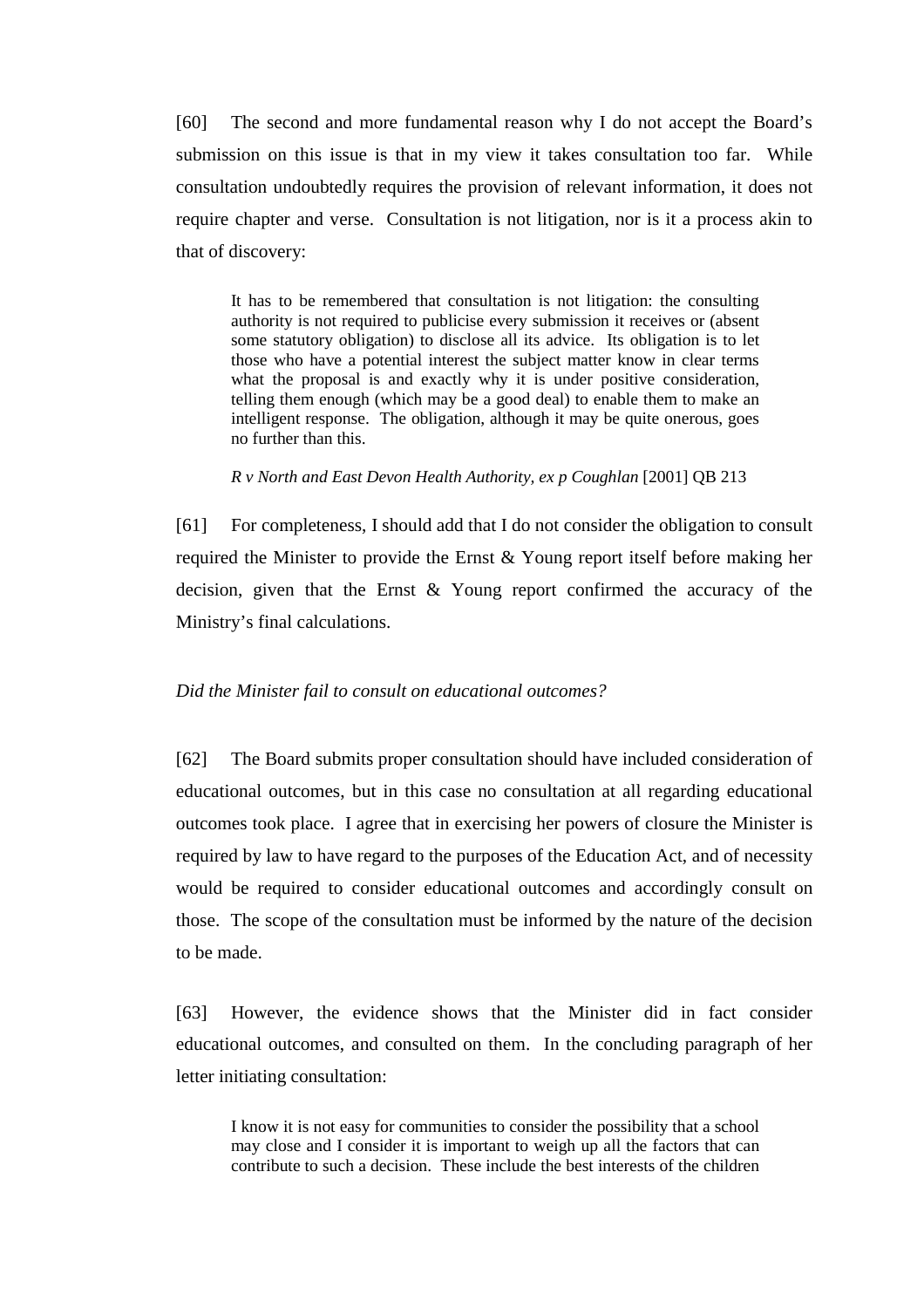[60] The second and more fundamental reason why I do not accept the Board's submission on this issue is that in my view it takes consultation too far. While consultation undoubtedly requires the provision of relevant information, it does not require chapter and verse. Consultation is not litigation, nor is it a process akin to that of discovery:

> It has to be remembered that consultation is not litigation: the consulting authority is not required to publicise every submission it receives or (absent some statutory obligation) to disclose all its advice. Its obligation is to let those who have a potential interest the subject matter know in clear terms what the proposal is and exactly why it is under positive consideration, telling them enough (which may be a good deal) to enable them to make an intelligent response. The obligation, although it may be quite onerous, goes no further than this.
>
> *R v North and East Devon Health Authority, ex p Coughlan* [2001] QB 213

[61] For completeness, I should add that I do not consider the obligation to consult required the Minister to provide the Ernst & Young report itself before making her decision, given that the Ernst & Young report confirmed the accuracy of the Ministry's final calculations.

*Did the Minister fail to consult on educational outcomes?*

[62] The Board submits proper consultation should have included consideration of educational outcomes, but in this case no consultation at all regarding educational outcomes took place. I agree that in exercising her powers of closure the Minister is required by law to have regard to the purposes of the Education Act, and of necessity would be required to consider educational outcomes and accordingly consult on those. The scope of the consultation must be informed by the nature of the decision to be made.

[63] However, the evidence shows that the Minister did in fact consider educational outcomes, and consulted on them. In the concluding paragraph of her letter initiating consultation:

> I know it is not easy for communities to consider the possibility that a school may close and I consider it is important to weigh up all the factors that can contribute to such a decision. These include the best interests of the children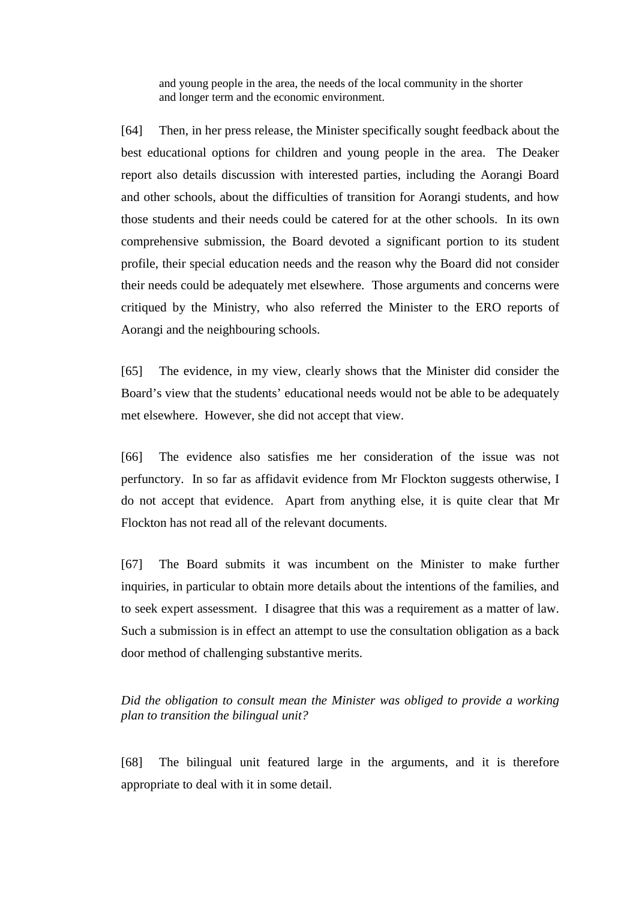> and young people in the area, the needs of the local community in the shorter and longer term and the economic environment.

[64] Then, in her press release, the Minister specifically sought feedback about the best educational options for children and young people in the area. The Deaker report also details discussion with interested parties, including the Aorangi Board and other schools, about the difficulties of transition for Aorangi students, and how those students and their needs could be catered for at the other schools. In its own comprehensive submission, the Board devoted a significant portion to its student profile, their special education needs and the reason why the Board did not consider their needs could be adequately met elsewhere. Those arguments and concerns were critiqued by the Ministry, who also referred the Minister to the ERO reports of Aorangi and the neighbouring schools.

[65] The evidence, in my view, clearly shows that the Minister did consider the Board's view that the students' educational needs would not be able to be adequately met elsewhere. However, she did not accept that view.

[66] The evidence also satisfies me her consideration of the issue was not perfunctory. In so far as affidavit evidence from Mr Flockton suggests otherwise, I do not accept that evidence. Apart from anything else, it is quite clear that Mr Flockton has not read all of the relevant documents.

[67] The Board submits it was incumbent on the Minister to make further inquiries, in particular to obtain more details about the intentions of the families, and to seek expert assessment. I disagree that this was a requirement as a matter of law. Such a submission is in effect an attempt to use the consultation obligation as a back door method of challenging substantive merits.

*Did the obligation to consult mean the Minister was obliged to provide a working plan to transition the bilingual unit?*

[68] The bilingual unit featured large in the arguments, and it is therefore appropriate to deal with it in some detail.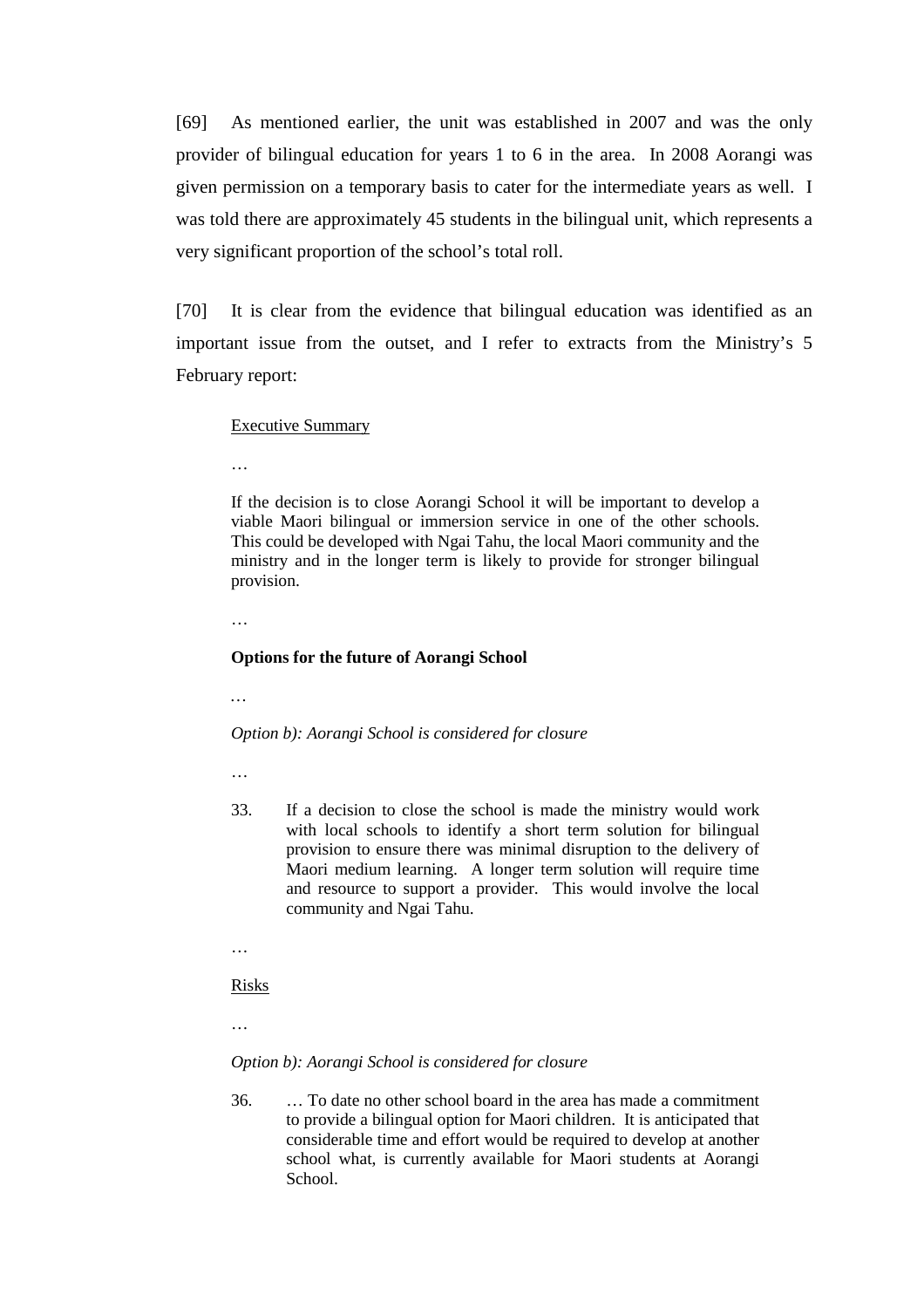[69] As mentioned earlier, the unit was established in 2007 and was the only provider of bilingual education for years 1 to 6 in the area. In 2008 Aorangi was given permission on a temporary basis to cater for the intermediate years as well. I was told there are approximately 45 students in the bilingual unit, which represents a very significant proportion of the school's total roll.

[70] It is clear from the evidence that bilingual education was identified as an important issue from the outset, and I refer to extracts from the Ministry's 5 February report:

> Executive Summary
>
> …
>
> If the decision is to close Aorangi School it will be important to develop a viable Maori bilingual or immersion service in one of the other schools. This could be developed with Ngai Tahu, the local Maori community and the ministry and in the longer term is likely to provide for stronger bilingual provision.
>
> …
>
> **Options for the future of Aorangi School**
>
> …
>
> *Option b): Aorangi School is considered for closure*
>
> …
>
> 33. If a decision to close the school is made the ministry would work with local schools to identify a short term solution for bilingual provision to ensure there was minimal disruption to the delivery of Maori medium learning. A longer term solution will require time and resource to support a provider. This would involve the local community and Ngai Tahu.
>
> …
>
> Risks
>
> …
>
> *Option b): Aorangi School is considered for closure*
>
> 36. … To date no other school board in the area has made a commitment to provide a bilingual option for Maori children. It is anticipated that considerable time and effort would be required to develop at another school what, is currently available for Maori students at Aorangi School.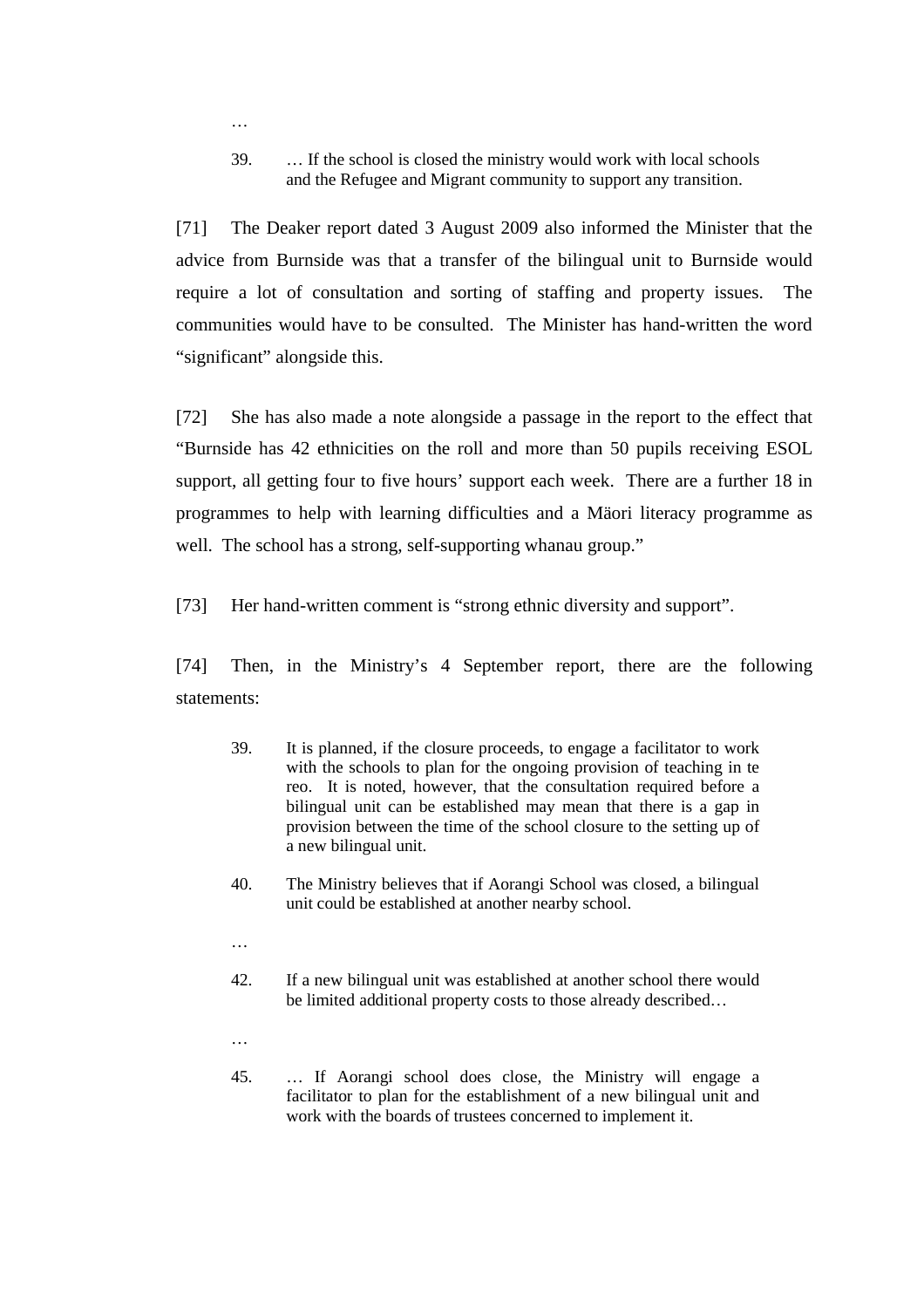…

> 39. … If the school is closed the ministry would work with local schools and the Refugee and Migrant community to support any transition.

[71] The Deaker report dated 3 August 2009 also informed the Minister that the advice from Burnside was that a transfer of the bilingual unit to Burnside would require a lot of consultation and sorting of staffing and property issues. The communities would have to be consulted. The Minister has hand-written the word "significant" alongside this.

[72] She has also made a note alongside a passage in the report to the effect that "Burnside has 42 ethnicities on the roll and more than 50 pupils receiving ESOL support, all getting four to five hours' support each week. There are a further 18 in programmes to help with learning difficulties and a Mäori literacy programme as well. The school has a strong, self-supporting whanau group."

[73] Her hand-written comment is "strong ethnic diversity and support".

[74] Then, in the Ministry's 4 September report, there are the following statements:

> 39. It is planned, if the closure proceeds, to engage a facilitator to work with the schools to plan for the ongoing provision of teaching in te reo. It is noted, however, that the consultation required before a bilingual unit can be established may mean that there is a gap in provision between the time of the school closure to the setting up of a new bilingual unit.
>
> 40. The Ministry believes that if Aorangi School was closed, a bilingual unit could be established at another nearby school.
>
> …
>
> 42. If a new bilingual unit was established at another school there would be limited additional property costs to those already described…
>
> …
>
> 45. … If Aorangi school does close, the Ministry will engage a facilitator to plan for the establishment of a new bilingual unit and work with the boards of trustees concerned to implement it.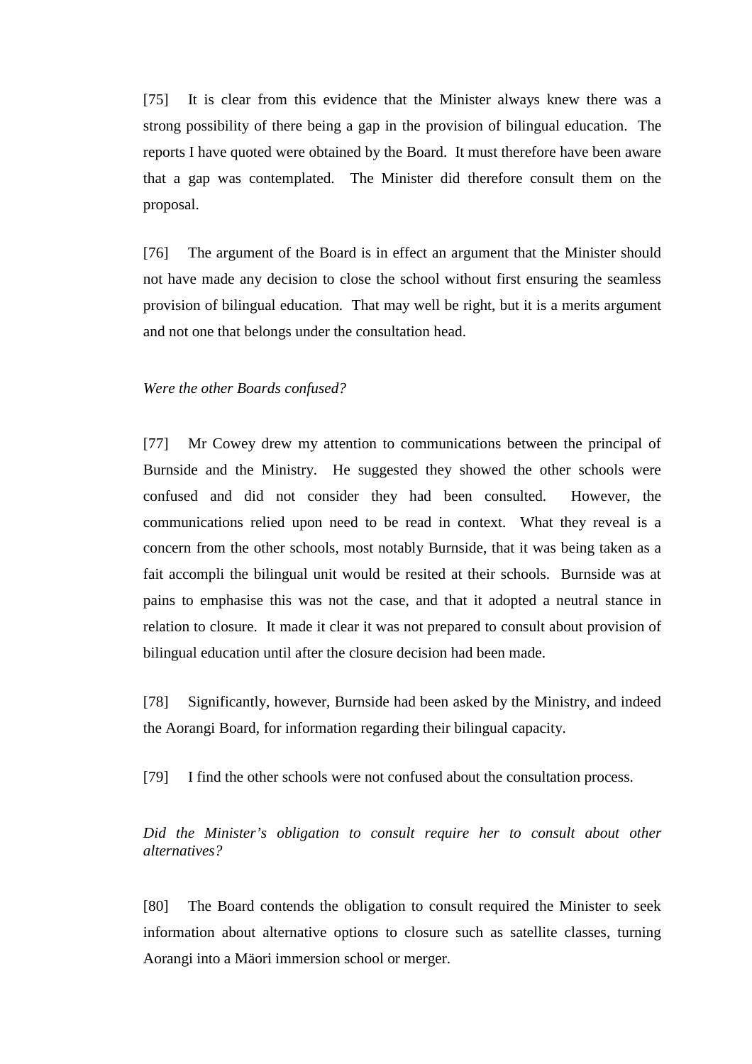[75] It is clear from this evidence that the Minister always knew there was a strong possibility of there being a gap in the provision of bilingual education. The reports I have quoted were obtained by the Board. It must therefore have been aware that a gap was contemplated. The Minister did therefore consult them on the proposal.

[76] The argument of the Board is in effect an argument that the Minister should not have made any decision to close the school without first ensuring the seamless provision of bilingual education. That may well be right, but it is a merits argument and not one that belongs under the consultation head.

*Were the other Boards confused?*

[77] Mr Cowey drew my attention to communications between the principal of Burnside and the Ministry. He suggested they showed the other schools were confused and did not consider they had been consulted. However, the communications relied upon need to be read in context. What they reveal is a concern from the other schools, most notably Burnside, that it was being taken as a fait accompli the bilingual unit would be resited at their schools. Burnside was at pains to emphasise this was not the case, and that it adopted a neutral stance in relation to closure. It made it clear it was not prepared to consult about provision of bilingual education until after the closure decision had been made.

[78] Significantly, however, Burnside had been asked by the Ministry, and indeed the Aorangi Board, for information regarding their bilingual capacity.

[79] I find the other schools were not confused about the consultation process.

*Did the Minister's obligation to consult require her to consult about other alternatives?*

[80] The Board contends the obligation to consult required the Minister to seek information about alternative options to closure such as satellite classes, turning Aorangi into a Mäori immersion school or merger.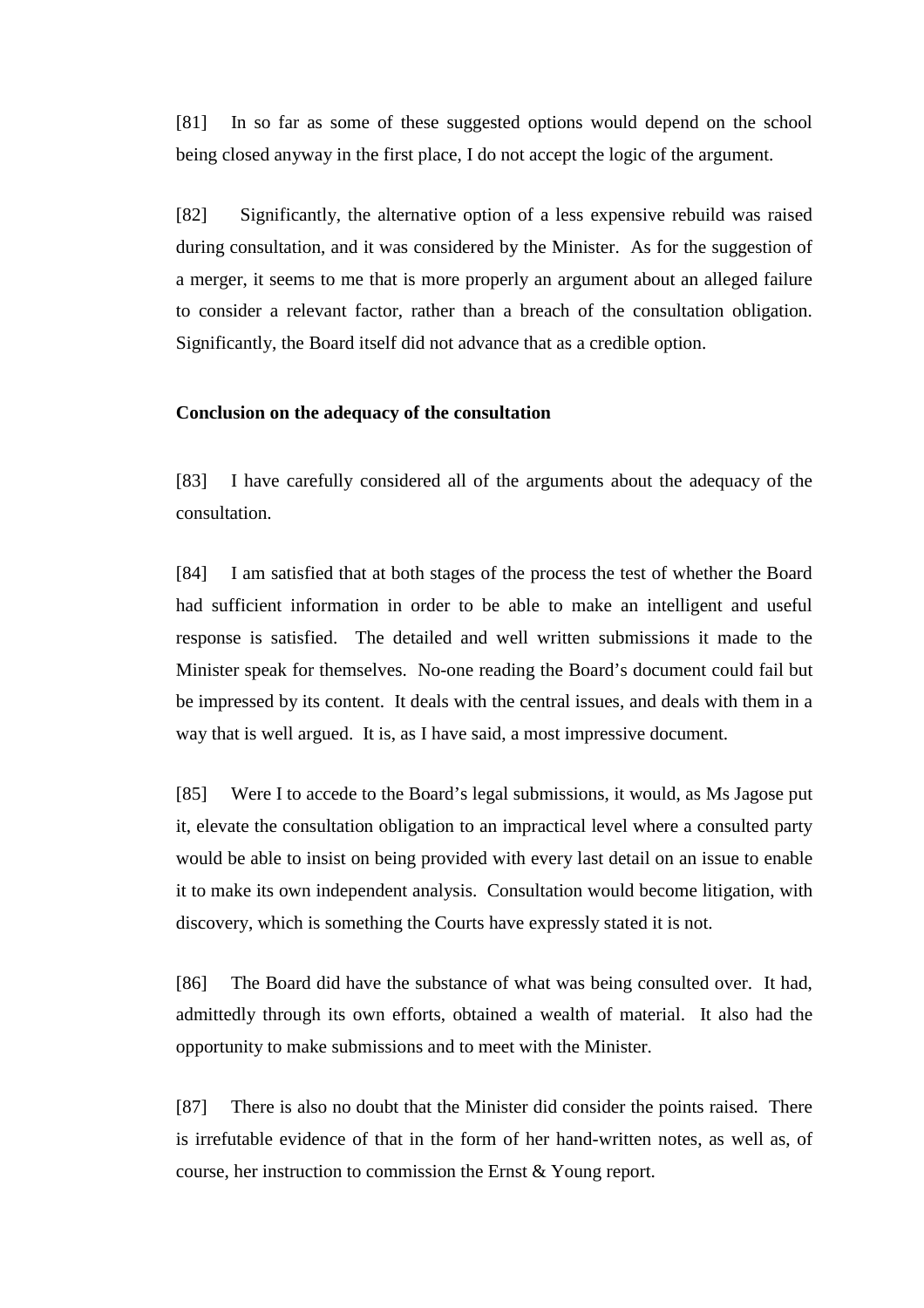[81] In so far as some of these suggested options would depend on the school being closed anyway in the first place, I do not accept the logic of the argument.

[82] Significantly, the alternative option of a less expensive rebuild was raised during consultation, and it was considered by the Minister. As for the suggestion of a merger, it seems to me that is more properly an argument about an alleged failure to consider a relevant factor, rather than a breach of the consultation obligation. Significantly, the Board itself did not advance that as a credible option.

**Conclusion on the adequacy of the consultation**

[83] I have carefully considered all of the arguments about the adequacy of the consultation.

[84] I am satisfied that at both stages of the process the test of whether the Board had sufficient information in order to be able to make an intelligent and useful response is satisfied. The detailed and well written submissions it made to the Minister speak for themselves. No-one reading the Board's document could fail but be impressed by its content. It deals with the central issues, and deals with them in a way that is well argued. It is, as I have said, a most impressive document.

[85] Were I to accede to the Board's legal submissions, it would, as Ms Jagose put it, elevate the consultation obligation to an impractical level where a consulted party would be able to insist on being provided with every last detail on an issue to enable it to make its own independent analysis. Consultation would become litigation, with discovery, which is something the Courts have expressly stated it is not.

[86] The Board did have the substance of what was being consulted over. It had, admittedly through its own efforts, obtained a wealth of material. It also had the opportunity to make submissions and to meet with the Minister.

[87] There is also no doubt that the Minister did consider the points raised. There is irrefutable evidence of that in the form of her hand-written notes, as well as, of course, her instruction to commission the Ernst & Young report.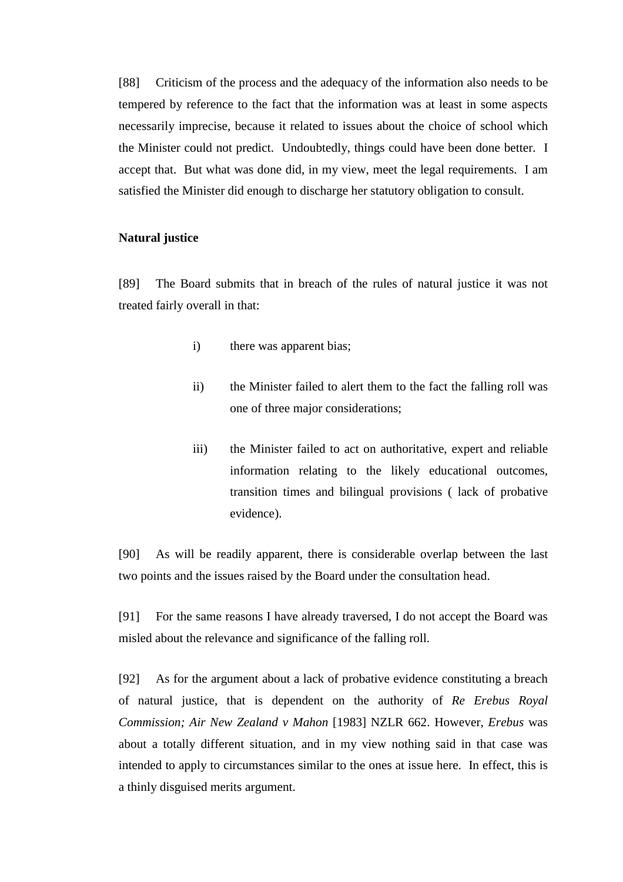[88] Criticism of the process and the adequacy of the information also needs to be tempered by reference to the fact that the information was at least in some aspects necessarily imprecise, because it related to issues about the choice of school which the Minister could not predict. Undoubtedly, things could have been done better. I accept that. But what was done did, in my view, meet the legal requirements. I am satisfied the Minister did enough to discharge her statutory obligation to consult.

**Natural justice**

[89] The Board submits that in breach of the rules of natural justice it was not treated fairly overall in that:

i) there was apparent bias;

ii) the Minister failed to alert them to the fact the falling roll was one of three major considerations;

iii) the Minister failed to act on authoritative, expert and reliable information relating to the likely educational outcomes, transition times and bilingual provisions ( lack of probative evidence).

[90] As will be readily apparent, there is considerable overlap between the last two points and the issues raised by the Board under the consultation head.

[91] For the same reasons I have already traversed, I do not accept the Board was misled about the relevance and significance of the falling roll.

[92] As for the argument about a lack of probative evidence constituting a breach of natural justice, that is dependent on the authority of *Re Erebus Royal Commission; Air New Zealand v Mahon* [1983] NZLR 662. However, *Erebus* was about a totally different situation, and in my view nothing said in that case was intended to apply to circumstances similar to the ones at issue here. In effect, this is a thinly disguised merits argument.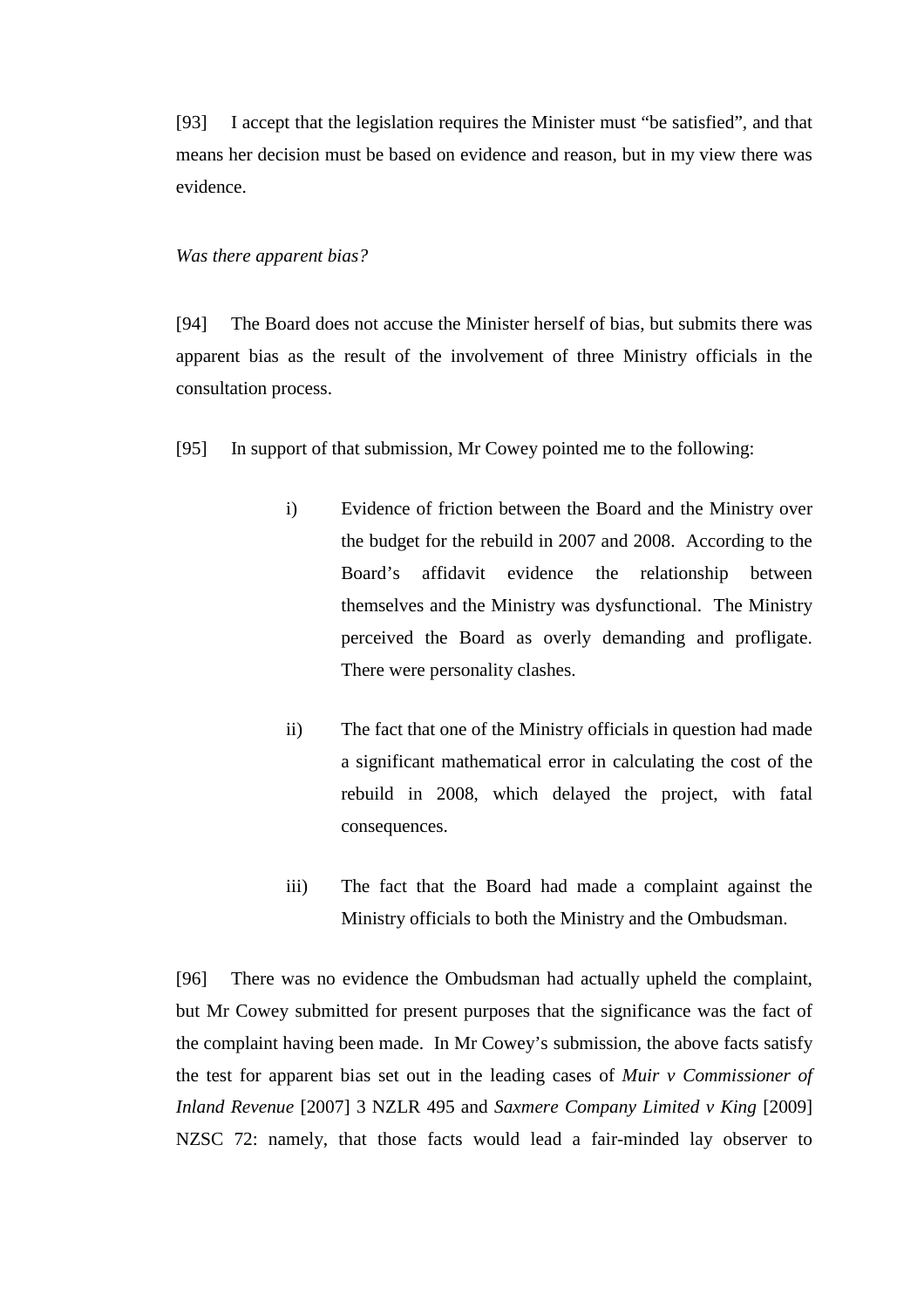[93] I accept that the legislation requires the Minister must "be satisfied", and that means her decision must be based on evidence and reason, but in my view there was evidence.

*Was there apparent bias?*

[94] The Board does not accuse the Minister herself of bias, but submits there was apparent bias as the result of the involvement of three Ministry officials in the consultation process.

[95] In support of that submission, Mr Cowey pointed me to the following:

> i) Evidence of friction between the Board and the Ministry over the budget for the rebuild in 2007 and 2008. According to the Board's affidavit evidence the relationship between themselves and the Ministry was dysfunctional. The Ministry perceived the Board as overly demanding and profligate. There were personality clashes.
>
> ii) The fact that one of the Ministry officials in question had made a significant mathematical error in calculating the cost of the rebuild in 2008, which delayed the project, with fatal consequences.
>
> iii) The fact that the Board had made a complaint against the Ministry officials to both the Ministry and the Ombudsman.

[96] There was no evidence the Ombudsman had actually upheld the complaint, but Mr Cowey submitted for present purposes that the significance was the fact of the complaint having been made. In Mr Cowey's submission, the above facts satisfy the test for apparent bias set out in the leading cases of *Muir v Commissioner of Inland Revenue* [2007] 3 NZLR 495 and *Saxmere Company Limited v King* [2009] NZSC 72: namely, that those facts would lead a fair-minded lay observer to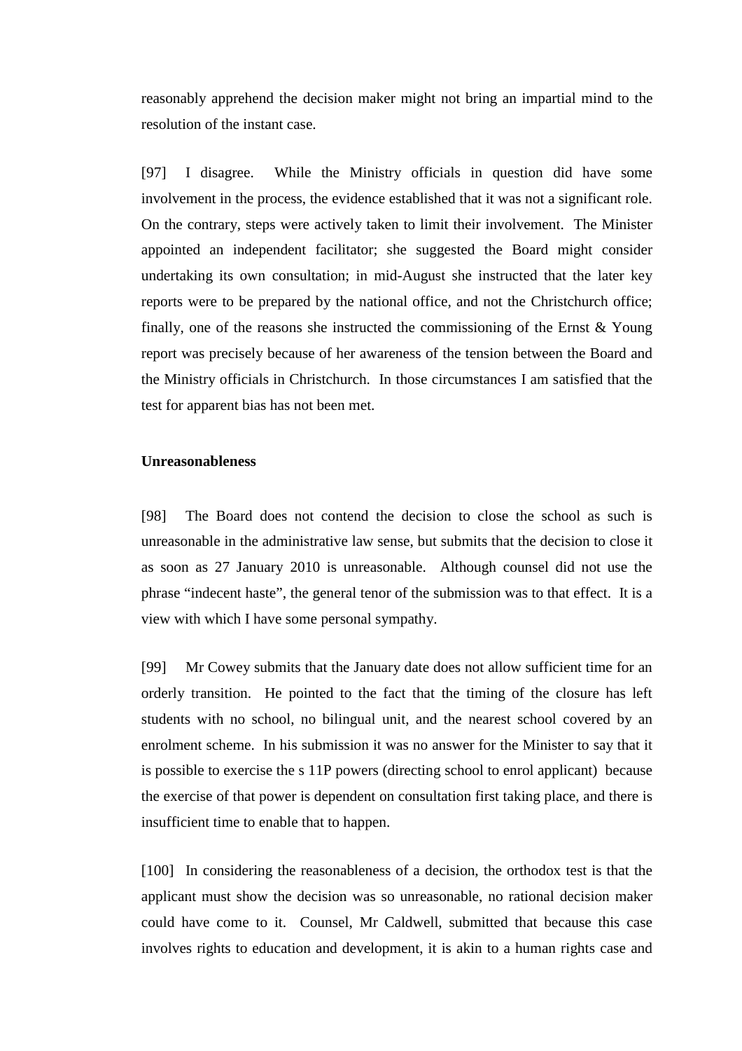reasonably apprehend the decision maker might not bring an impartial mind to the resolution of the instant case.

[97] I disagree. While the Ministry officials in question did have some involvement in the process, the evidence established that it was not a significant role. On the contrary, steps were actively taken to limit their involvement. The Minister appointed an independent facilitator; she suggested the Board might consider undertaking its own consultation; in mid-August she instructed that the later key reports were to be prepared by the national office, and not the Christchurch office; finally, one of the reasons she instructed the commissioning of the Ernst & Young report was precisely because of her awareness of the tension between the Board and the Ministry officials in Christchurch. In those circumstances I am satisfied that the test for apparent bias has not been met.

**Unreasonableness**

[98] The Board does not contend the decision to close the school as such is unreasonable in the administrative law sense, but submits that the decision to close it as soon as 27 January 2010 is unreasonable. Although counsel did not use the phrase "indecent haste", the general tenor of the submission was to that effect. It is a view with which I have some personal sympathy.

[99] Mr Cowey submits that the January date does not allow sufficient time for an orderly transition. He pointed to the fact that the timing of the closure has left students with no school, no bilingual unit, and the nearest school covered by an enrolment scheme. In his submission it was no answer for the Minister to say that it is possible to exercise the s 11P powers (directing school to enrol applicant) because the exercise of that power is dependent on consultation first taking place, and there is insufficient time to enable that to happen.

[100] In considering the reasonableness of a decision, the orthodox test is that the applicant must show the decision was so unreasonable, no rational decision maker could have come to it. Counsel, Mr Caldwell, submitted that because this case involves rights to education and development, it is akin to a human rights case and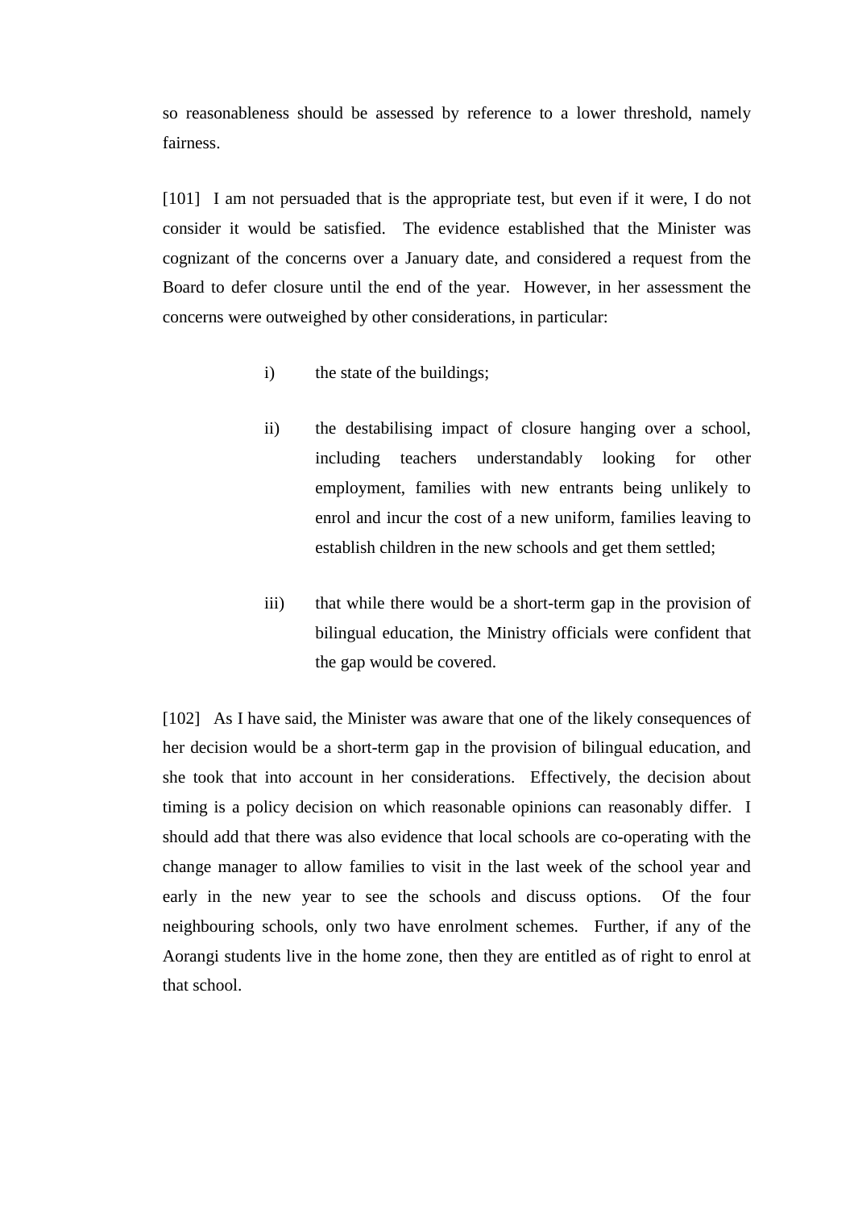so reasonableness should be assessed by reference to a lower threshold, namely fairness.

[101] I am not persuaded that is the appropriate test, but even if it were, I do not consider it would be satisfied. The evidence established that the Minister was cognizant of the concerns over a January date, and considered a request from the Board to defer closure until the end of the year. However, in her assessment the concerns were outweighed by other considerations, in particular:

i) the state of the buildings;

ii) the destabilising impact of closure hanging over a school, including teachers understandably looking for other employment, families with new entrants being unlikely to enrol and incur the cost of a new uniform, families leaving to establish children in the new schools and get them settled;

iii) that while there would be a short-term gap in the provision of bilingual education, the Ministry officials were confident that the gap would be covered.

[102] As I have said, the Minister was aware that one of the likely consequences of her decision would be a short-term gap in the provision of bilingual education, and she took that into account in her considerations. Effectively, the decision about timing is a policy decision on which reasonable opinions can reasonably differ. I should add that there was also evidence that local schools are co-operating with the change manager to allow families to visit in the last week of the school year and early in the new year to see the schools and discuss options. Of the four neighbouring schools, only two have enrolment schemes. Further, if any of the Aorangi students live in the home zone, then they are entitled as of right to enrol at that school.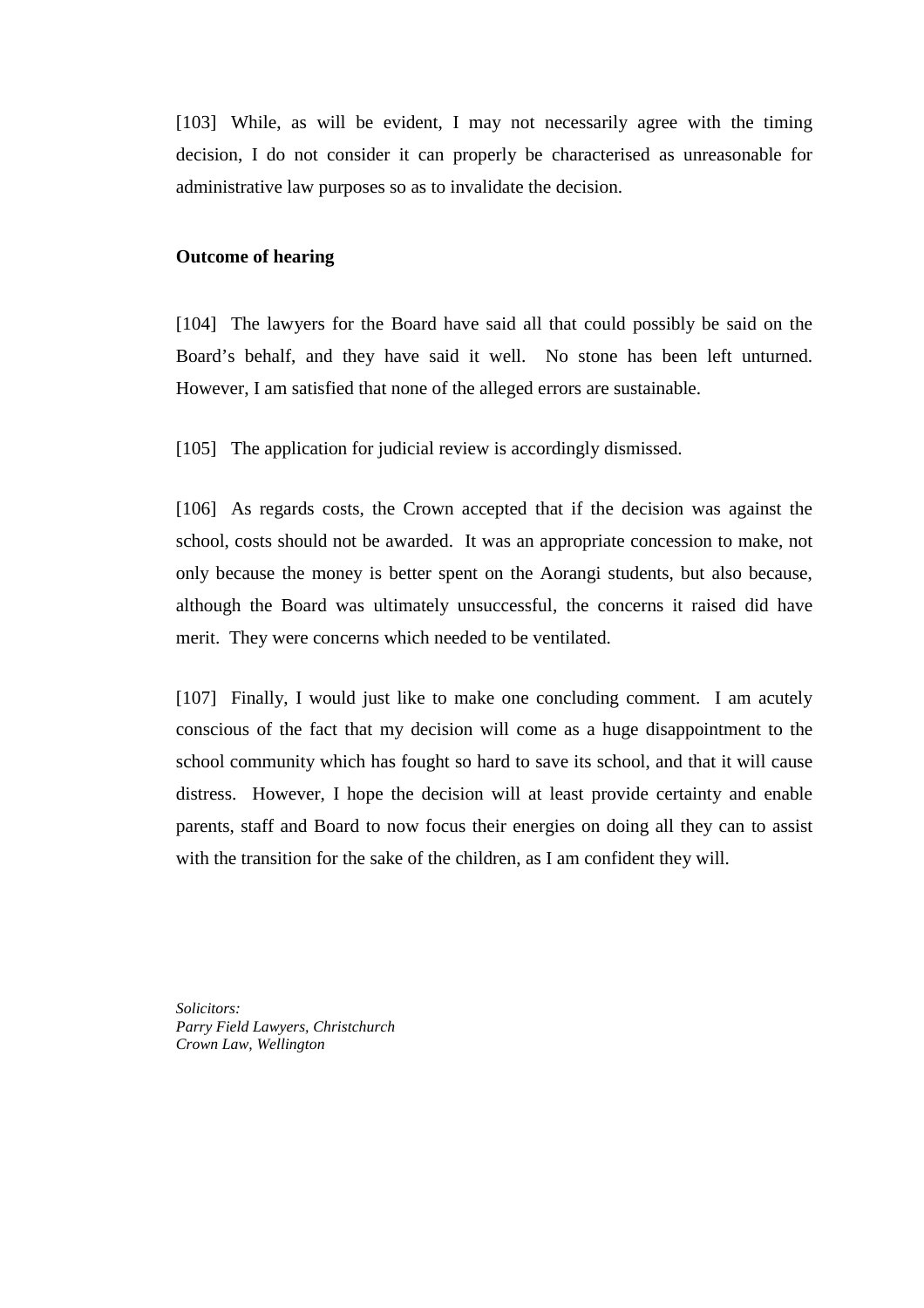[103] While, as will be evident, I may not necessarily agree with the timing decision, I do not consider it can properly be characterised as unreasonable for administrative law purposes so as to invalidate the decision.

**Outcome of hearing**

[104] The lawyers for the Board have said all that could possibly be said on the Board's behalf, and they have said it well. No stone has been left unturned. However, I am satisfied that none of the alleged errors are sustainable.

[105] The application for judicial review is accordingly dismissed.

[106] As regards costs, the Crown accepted that if the decision was against the school, costs should not be awarded. It was an appropriate concession to make, not only because the money is better spent on the Aorangi students, but also because, although the Board was ultimately unsuccessful, the concerns it raised did have merit. They were concerns which needed to be ventilated.

[107] Finally, I would just like to make one concluding comment. I am acutely conscious of the fact that my decision will come as a huge disappointment to the school community which has fought so hard to save its school, and that it will cause distress. However, I hope the decision will at least provide certainty and enable parents, staff and Board to now focus their energies on doing all they can to assist with the transition for the sake of the children, as I am confident they will.

*Solicitors:*
*Parry Field Lawyers, Christchurch*
*Crown Law, Wellington*